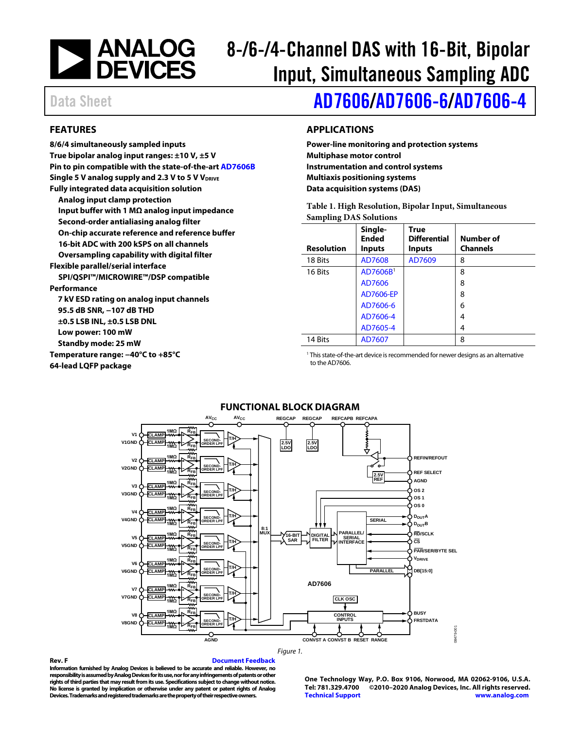# 8-/6-/4-Channel DAS with 16-Bit, Bipolar Input, Simultaneous Sampling ADC

Data Sheet

# AD7606/AD7606-6/AD7606-4

## FEATURES

- 8/6/4 simultaneously sampled inputs
- True bipolar analog input ranges: ±10 V, ±5 V
- Pin to pin compatible with the state-of-the-art AD7606B
- Single 5 V analog supply and 2.3 V to 5 V $V_{DRIVE}$
- Fully integrated data acquisition solution
  - Analog input clamp protection
  - Input buffer with 1 MΩ analog input impedance
  - Second-order antialiasing analog filter
  - On-chip accurate reference and reference buffer
  - 16-bit ADC with 200 kSPS on all channels
  - Oversampling capability with digital filter
- Flexible parallel/serial interface
  - SPI/QSPI™/MICROWIRE™/DSP compatible
- Performance
  - 7 kV ESD rating on analog input channels
  - 95.5 dB SNR, −107 dB THD
  - ±0.5 LSB INL, ±0.5 LSB DNL
  - Low power: 100 mW
  - Standby mode: 25 mW
- Temperature range: −40°C to +85°C
- 64-lead LQFP package

## APPLICATIONS

- Power-line monitoring and protection systems
- Multiphase motor control
- Instrumentation and control systems
- Multiaxis positioning systems
- Data acquisition systems (DAS)

Table 1. High Resolution, Bipolar Input, Simultaneous Sampling DAS Solutions

| Resolution | Single-Ended Inputs | True Differential Inputs | Number of Channels |
|---|---|---|---|
| 18 Bits | AD7608 | AD7609 | 8 |
| 16 Bits | AD7606B[1] | | 8 |
| | AD7606 | | 8 |
| | AD7606-EP | | 8 |
| | AD7606-6 | | 6 |
| | AD7606-4 | | 4 |
| | AD7605-4 | | 4 |
| 14 Bits | AD7607 | | 8 |

[1] This state-of-the-art device is recommended for newer designs as an alternative to the AD7606.

## FUNCTIONAL BLOCK DIAGRAM

Figure 1.

Rev. F

Document Feedback

Information furnished by Analog Devices is believed to be accurate and reliable. However, no responsibility is assumed by Analog Devices for its use, nor for any infringements of patents or other rights of third parties that may result from its use. Specifications subject to change without notice. No license is granted by implication or otherwise under any patent or patent rights of Analog Devices. Trademarks and registered trademarks are the property of their respective owners.

One Technology Way, P.O. Box 9106, Norwood, MA 02062-9106, U.S.A.
Tel: 781.329.4700 ©2010–2020 Analog Devices, Inc. All rights reserved.
Technical Support www.analog.com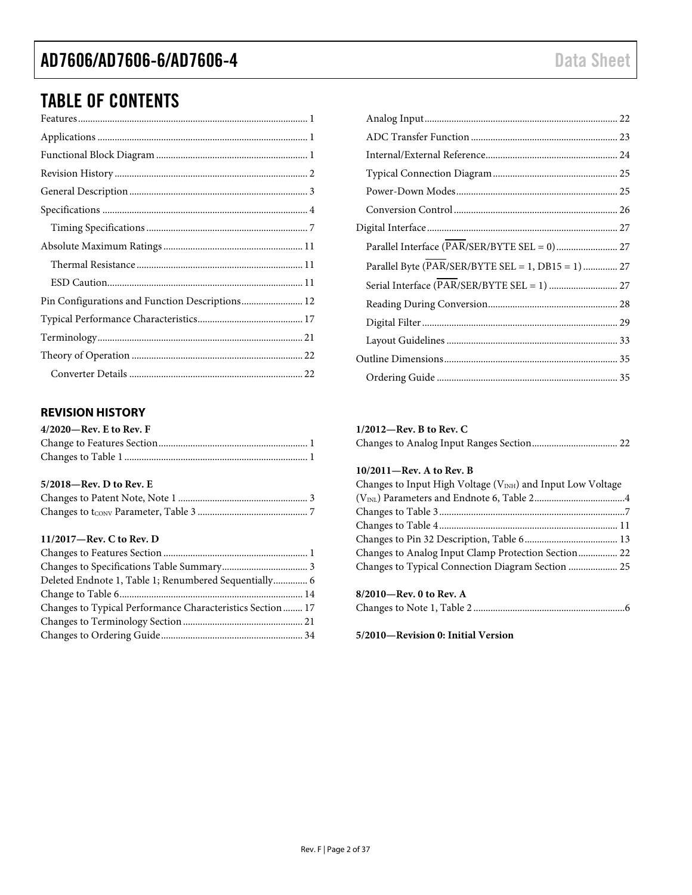# TABLE OF CONTENTS

Features ... 1
Applications ... 1
Functional Block Diagram ... 1
Revision History ... 2
General Description ... 3
Specifications ... 4
- Timing Specifications ... 7

Absolute Maximum Ratings ... 11
- Thermal Resistance ... 11
- ESD Caution ... 11

Pin Configurations and Function Descriptions ... 12
Typical Performance Characteristics ... 17
Terminology ... 21
Theory of Operation ... 22
- Converter Details ... 22
- Analog Input ... 22
- ADC Transfer Function ... 23
- Internal/External Reference ... 24
- Typical Connection Diagram ... 25
- Power-Down Modes ... 25
- Conversion Control ... 26

Digital Interface ... 27
- Parallel Interface ($\overline{PAR}$/SER/BYTE SEL = 0) ... 27
- Parallel Byte ($\overline{PAR}$/SER/BYTE SEL = 1, DB15 = 1) ... 27
- Serial Interface ($\overline{PAR}$/SER/BYTE SEL = 1) ... 27
- Reading During Conversion ... 28
- Digital Filter ... 29
- Layout Guidelines ... 33

Outline Dimensions ... 35
- Ordering Guide ... 35

## REVISION HISTORY

**4/2020—Rev. E to Rev. F**

Change to Features Section ... 1
Changes to Table 1 ... 1

**5/2018—Rev. D to Rev. E**

Changes to Patent Note, Note 1 ... 3
Changes to $t_{CONV}$ Parameter, Table 3 ... 7

**11/2017—Rev. C to Rev. D**

Changes to Features Section ... 1
Changes to Specifications Table Summary ... 3
Deleted Endnote 1, Table 1; Renumbered Sequentially ... 6
Change to Table 6 ... 14
Changes to Typical Performance Characteristics Section ... 17
Changes to Terminology Section ... 21
Changes to Ordering Guide ... 34

**1/2012—Rev. B to Rev. C**

Changes to Analog Input Ranges Section ... 22

**10/2011—Rev. A to Rev. B**

Changes to Input High Voltage ($V_{INH}$) and Input Low Voltage ($V_{INL}$) Parameters and Endnote 6, Table 2 ... 4
Changes to Table 3 ... 7
Changes to Table 4 ... 11
Changes to Pin 32 Description, Table 6 ... 13
Changes to Analog Input Clamp Protection Section ... 22
Changes to Typical Connection Diagram Section ... 25

**8/2010—Rev. 0 to Rev. A**

Changes to Note 1, Table 2 ... 6

**5/2010—Revision 0: Initial Version**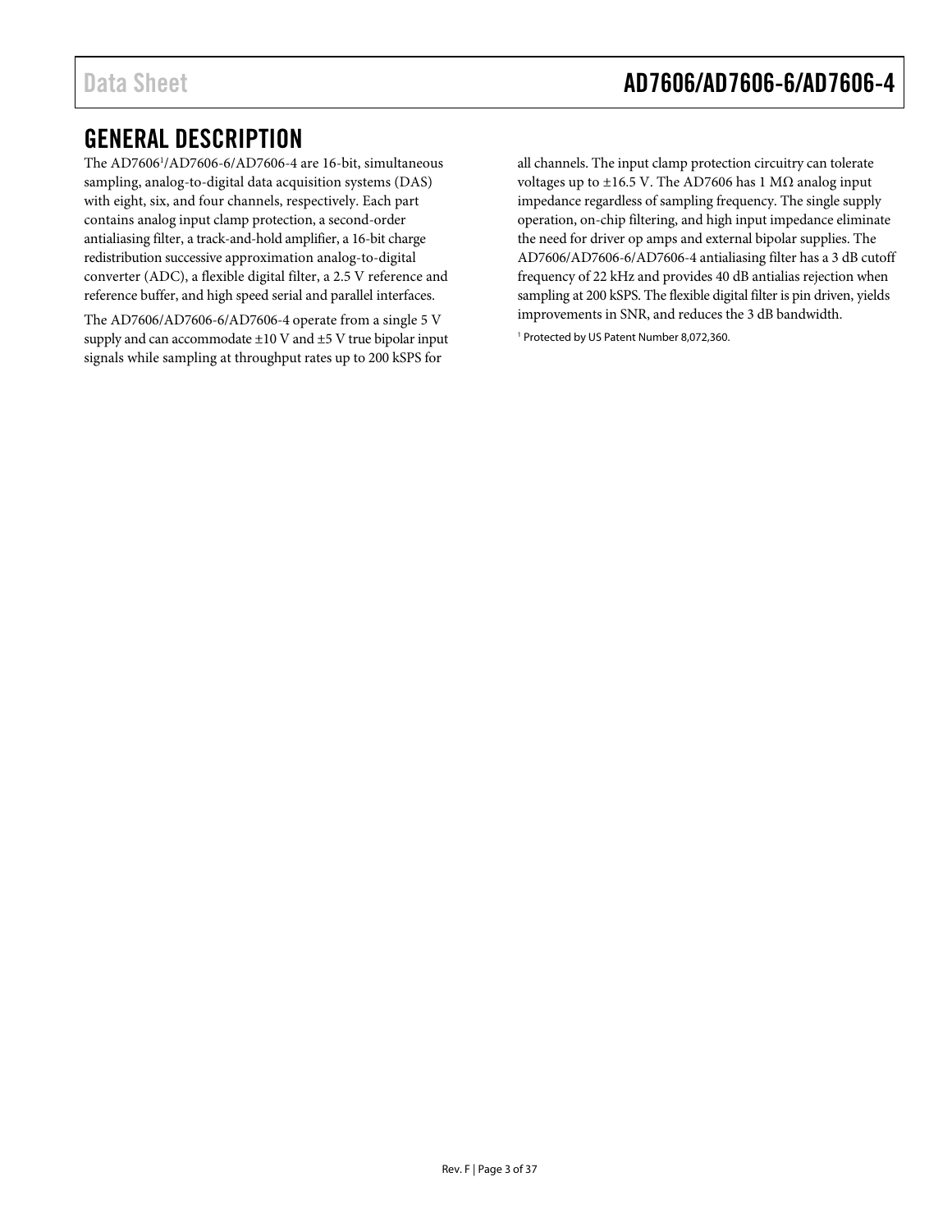## GENERAL DESCRIPTION

The AD7606[1]/AD7606-6/AD7606-4 are 16-bit, simultaneous sampling, analog-to-digital data acquisition systems (DAS) with eight, six, and four channels, respectively. Each part contains analog input clamp protection, a second-order antialiasing filter, a track-and-hold amplifier, a 16-bit charge redistribution successive approximation analog-to-digital converter (ADC), a flexible digital filter, a 2.5 V reference and reference buffer, and high speed serial and parallel interfaces.

The AD7606/AD7606-6/AD7606-4 operate from a single 5 V supply and can accommodate ±10 V and ±5 V true bipolar input signals while sampling at throughput rates up to 200 kSPS for all channels. The input clamp protection circuitry can tolerate voltages up to ±16.5 V. The AD7606 has 1 MΩ analog input impedance regardless of sampling frequency. The single supply operation, on-chip filtering, and high input impedance eliminate the need for driver op amps and external bipolar supplies. The AD7606/AD7606-6/AD7606-4 antialiasing filter has a 3 dB cutoff frequency of 22 kHz and provides 40 dB antialias rejection when sampling at 200 kSPS. The flexible digital filter is pin driven, yields improvements in SNR, and reduces the 3 dB bandwidth.

[1] Protected by US Patent Number 8,072,360.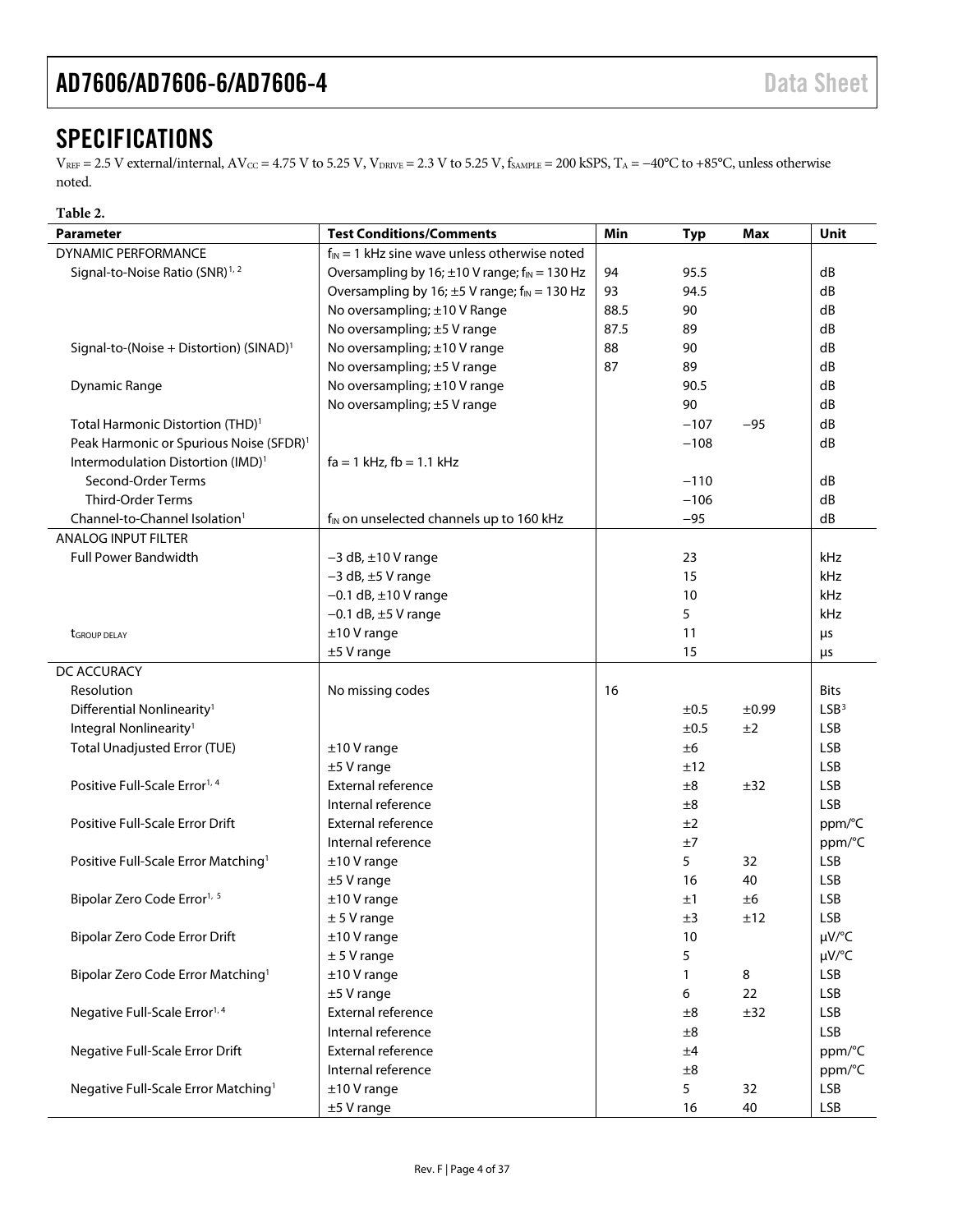## SPECIFICATIONS

$V_{REF}$ = 2.5 V external/internal, $AV_{CC}$ = 4.75 V to 5.25 V, $V_{DRIVE}$ = 2.3 V to 5.25 V, $f_{SAMPLE}$ = 200 kSPS, $T_A$ = −40°C to +85°C, unless otherwise noted.

**Table 2.**

| Parameter | Test Conditions/Comments | Min | Typ | Max | Unit |
|---|---|---|---|---|---|
| DYNAMIC PERFORMANCE | $f_{IN}$ = 1 kHz sine wave unless otherwise noted | | | | |
| Signal-to-Noise Ratio (SNR)[1, 2] | Oversampling by 16; ±10 V range; $f_{IN}$ = 130 Hz | 94 | 95.5 | | dB |
| | Oversampling by 16; ±5 V range; $f_{IN}$ = 130 Hz | 93 | 94.5 | | dB |
| | No oversampling; ±10 V Range | 88.5 | 90 | | dB |
| | No oversampling; ±5 V range | 87.5 | 89 | | dB |
| Signal-to-(Noise + Distortion) (SINAD)[1] | No oversampling; ±10 V range | 88 | 90 | | dB |
| | No oversampling; ±5 V range | 87 | 89 | | dB |
| Dynamic Range | No oversampling; ±10 V range | | 90.5 | | dB |
| | No oversampling; ±5 V range | | 90 | | dB |
| Total Harmonic Distortion (THD)[1] | | | −107 | −95 | dB |
| Peak Harmonic or Spurious Noise (SFDR)[1] | | | −108 | | dB |
| Intermodulation Distortion (IMD)[1] | fa = 1 kHz, fb = 1.1 kHz | | | | |
| Second-Order Terms | | | −110 | | dB |
| Third-Order Terms | | | −106 | | dB |
| Channel-to-Channel Isolation[1] | $f_{IN}$ on unselected channels up to 160 kHz | | −95 | | dB |
| ANALOG INPUT FILTER | | | | | |
| Full Power Bandwidth | −3 dB, ±10 V range | | 23 | | kHz |
| | −3 dB, ±5 V range | | 15 | | kHz |
| | −0.1 dB, ±10 V range | | 10 | | kHz |
| | −0.1 dB, ±5 V range | | 5 | | kHz |
| $t_{GROUP\ DELAY}$ | ±10 V range | | 11 | | µs |
| | ±5 V range | | 15 | | µs |
| DC ACCURACY | | | | | |
| Resolution | No missing codes | 16 | | | Bits |
| Differential Nonlinearity[1] | | | ±0.5 | ±0.99 | LSB[3] |
| Integral Nonlinearity[1] | | | ±0.5 | ±2 | LSB |
| Total Unadjusted Error (TUE) | ±10 V range | | ±6 | | LSB |
| | ±5 V range | | ±12 | | LSB |
| Positive Full-Scale Error[1, 4] | External reference | | ±8 | ±32 | LSB |
| | Internal reference | | ±8 | | LSB |
| Positive Full-Scale Error Drift | External reference | | ±2 | | ppm/°C |
| | Internal reference | | ±7 | | ppm/°C |
| Positive Full-Scale Error Matching[1] | ±10 V range | | 5 | 32 | LSB |
| | ±5 V range | | 16 | 40 | LSB |
| Bipolar Zero Code Error[1, 5] | ±10 V range | | ±1 | ±6 | LSB |
| | ± 5 V range | | ±3 | ±12 | LSB |
| Bipolar Zero Code Error Drift | ±10 V range | | 10 | | µV/°C |
| | ± 5 V range | | 5 | | µV/°C |
| Bipolar Zero Code Error Matching[1] | ±10 V range | | 1 | 8 | LSB |
| | ±5 V range | | 6 | 22 | LSB |
| Negative Full-Scale Error[1, 4] | External reference | | ±8 | ±32 | LSB |
| | Internal reference | | ±8 | | LSB |
| Negative Full-Scale Error Drift | External reference | | ±4 | | ppm/°C |
| | Internal reference | | ±8 | | ppm/°C |
| Negative Full-Scale Error Matching[1] | ±10 V range | | 5 | 32 | LSB |
| | ±5 V range | | 16 | 40 | LSB |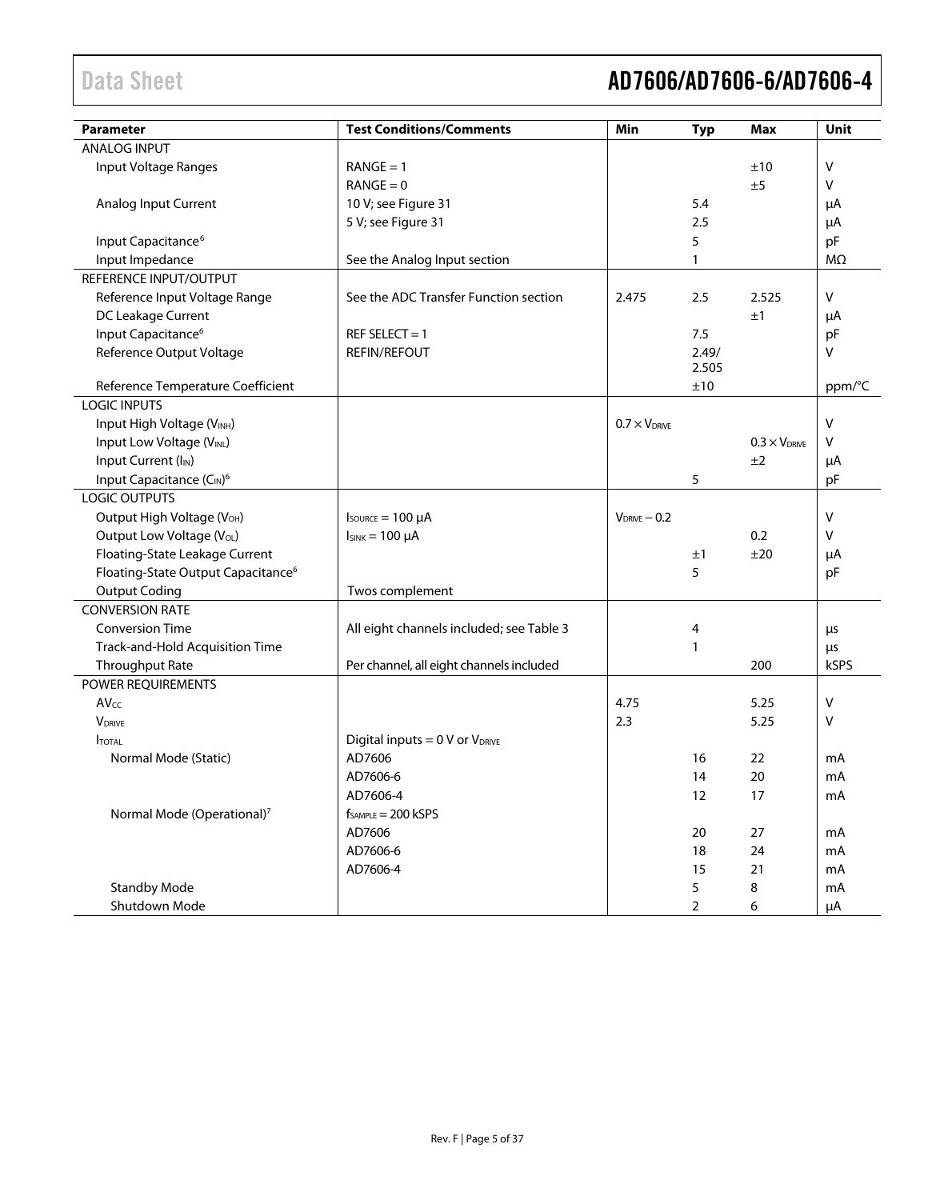| Parameter | Test Conditions/Comments | Min | Typ | Max | Unit |
|---|---|---|---|---|---|
| ANALOG INPUT | | | | | |
| Input Voltage Ranges | RANGE = 1 | | | ±10 | V |
| | RANGE = 0 | | | ±5 | V |
| Analog Input Current | 10 V; see Figure 31 | | 5.4 | | μA |
| | 5 V; see Figure 31 | | 2.5 | | μA |
| Input Capacitance[6] | | | 5 | | pF |
| Input Impedance | See the Analog Input section | | 1 | | MΩ |
| REFERENCE INPUT/OUTPUT | | | | | |
| Reference Input Voltage Range | See the ADC Transfer Function section | 2.475 | 2.5 | 2.525 | V |
| DC Leakage Current | | | | ±1 | μA |
| Input Capacitance[6] | REF SELECT = 1 | | 7.5 | | pF |
| Reference Output Voltage | REFIN/REFOUT | | 2.49/ 2.505 | | V |
| Reference Temperature Coefficient | | | ±10 | | ppm/°C |
| LOGIC INPUTS | | | | | |
| Input High Voltage ($V_{INH}$) | | $0.7 \times V_{DRIVE}$ | | | V |
| Input Low Voltage ($V_{INL}$) | | | | $0.3 \times V_{DRIVE}$ | V |
| Input Current ($I_{IN}$) | | | | ±2 | μA |
| Input Capacitance ($C_{IN}$)[6] | | | 5 | | pF |
| LOGIC OUTPUTS | | | | | |
| Output High Voltage ($V_{OH}$) | $I_{SOURCE}$ = 100 μA | $V_{DRIVE} - 0.2$ | | | V |
| Output Low Voltage ($V_{OL}$) | $I_{SINK}$ = 100 μA | | | 0.2 | V |
| Floating-State Leakage Current | | | ±1 | ±20 | μA |
| Floating-State Output Capacitance[6] | | | 5 | | pF |
| Output Coding | Twos complement | | | | |
| CONVERSION RATE | | | | | |
| Conversion Time | All eight channels included; see Table 3 | | 4 | | μs |
| Track-and-Hold Acquisition Time | | | 1 | | μs |
| Throughput Rate | Per channel, all eight channels included | | | 200 | kSPS |
| POWER REQUIREMENTS | | | | | |
| $AV_{CC}$ | | 4.75 | | 5.25 | V |
| $V_{DRIVE}$ | | 2.3 | | 5.25 | V |
| $I_{TOTAL}$ | Digital inputs = 0 V or $V_{DRIVE}$ | | | | |
| Normal Mode (Static) | AD7606 | | 16 | 22 | mA |
| | AD7606-6 | | 14 | 20 | mA |
| | AD7606-4 | | 12 | 17 | mA |
| Normal Mode (Operational)[7] | $f_{SAMPLE}$ = 200 kSPS | | | | |
| | AD7606 | | 20 | 27 | mA |
| | AD7606-6 | | 18 | 24 | mA |
| | AD7606-4 | | 15 | 21 | mA |
| Standby Mode | | | 5 | 8 | mA |
| Shutdown Mode | | | 2 | 6 | μA |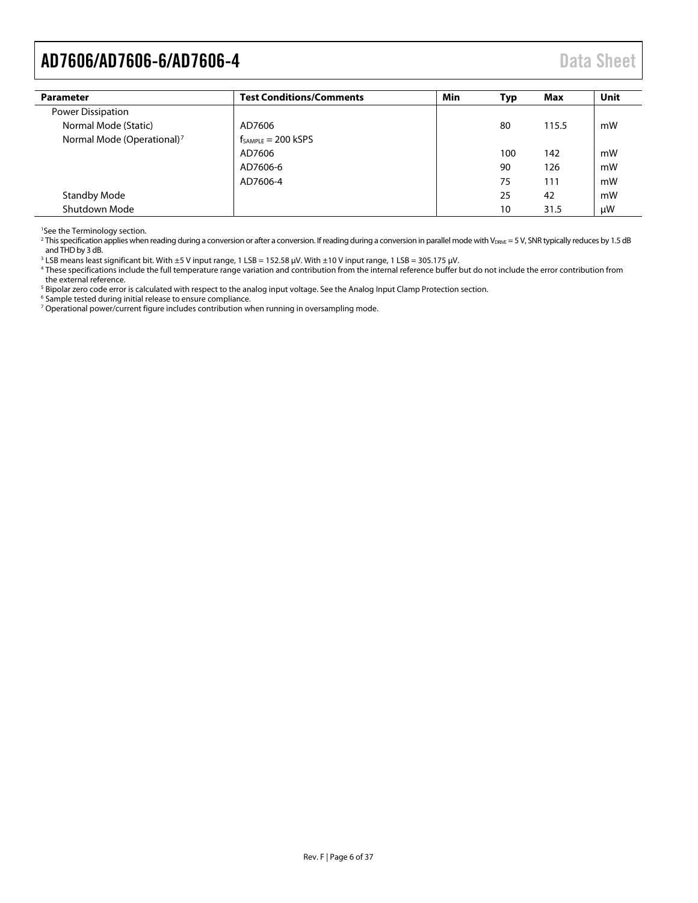| Parameter | Test Conditions/Comments | Min | Typ | Max | Unit |
|---|---|---|---|---|---|
| Power Dissipation | | | | | |
| Normal Mode (Static) | AD7606 | | 80 | 115.5 | mW |
| Normal Mode (Operational)[7] | $f_{SAMPLE}$ = 200 kSPS | | | | |
| | AD7606 | | 100 | 142 | mW |
| | AD7606-6 | | 90 | 126 | mW |
| | AD7606-4 | | 75 | 111 | mW |
| Standby Mode | | | 25 | 42 | mW |
| Shutdown Mode | | | 10 | 31.5 | μW |

[1] See the Terminology section.
[2] This specification applies when reading during a conversion or after a conversion. If reading during a conversion in parallel mode with $V_{DRIVE}$ = 5 V, SNR typically reduces by 1.5 dB and THD by 3 dB.
[3] LSB means least significant bit. With ±5 V input range, 1 LSB = 152.58 μV. With ±10 V input range, 1 LSB = 305.175 μV.
[4] These specifications include the full temperature range variation and contribution from the internal reference buffer but do not include the error contribution from the external reference.
[5] Bipolar zero code error is calculated with respect to the analog input voltage. See the Analog Input Clamp Protection section.
[6] Sample tested during initial release to ensure compliance.
[7] Operational power/current figure includes contribution when running in oversampling mode.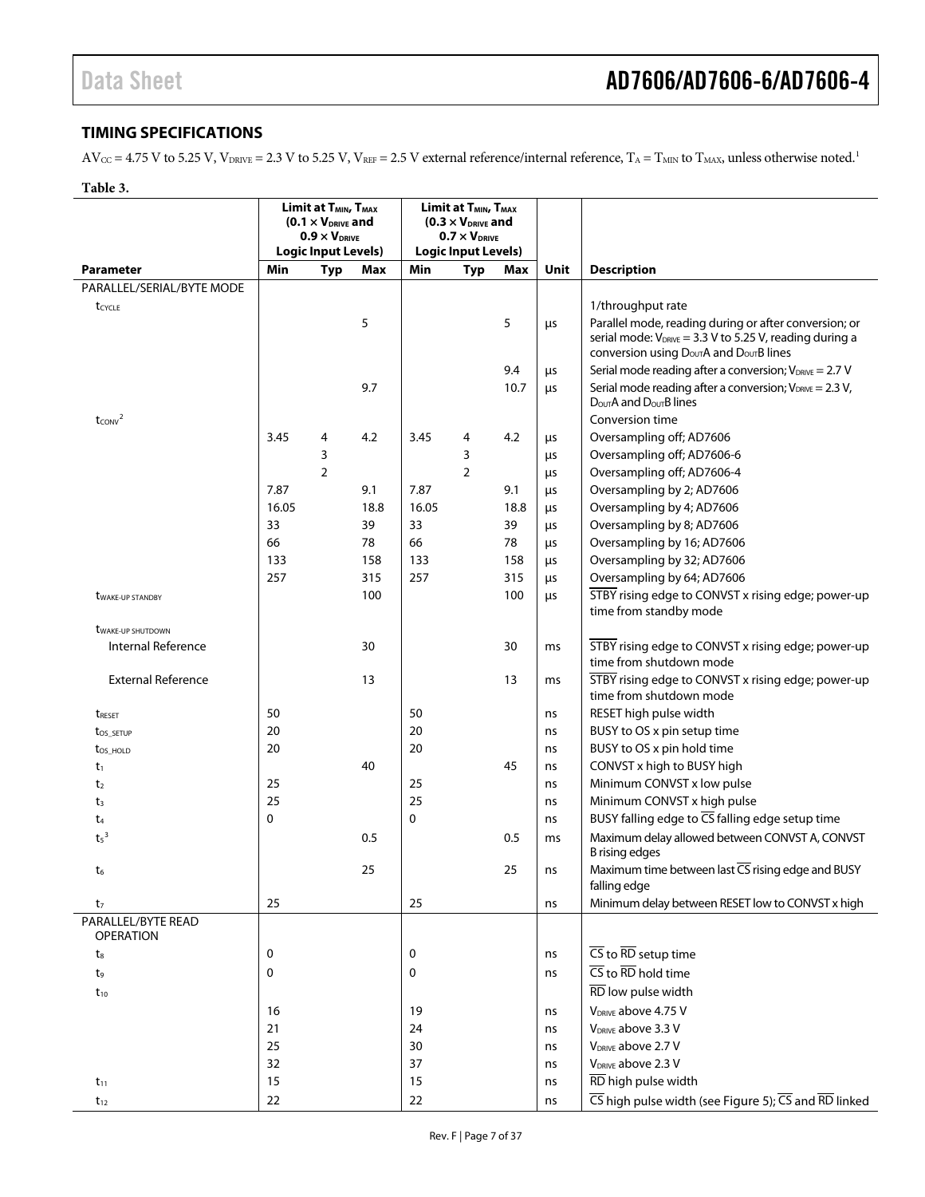## TIMING SPECIFICATIONS

$AV_{CC}$ = 4.75 V to 5.25 V, $V_{DRIVE}$ = 2.3 V to 5.25 V, $V_{REF}$ = 2.5 V external reference/internal reference, $T_A$ = $T_{MIN}$ to $T_{MAX}$, unless otherwise noted.[1]

**Table 3.**

| | Limit at $T_{MIN}$, $T_{MAX}$ ($0.1 \times V_{DRIVE}$ and $0.9 \times V_{DRIVE}$ Logic Input Levels) | | | Limit at $T_{MIN}$, $T_{MAX}$ ($0.3 \times V_{DRIVE}$ and $0.7 \times V_{DRIVE}$ Logic Input Levels) | | | | |
|---|---|---|---|---|---|---|---|---|
| **Parameter** | **Min** | **Typ** | **Max** | **Min** | **Typ** | **Max** | **Unit** | **Description** |
| PARALLEL/SERIAL/BYTE MODE | | | | | | | | |
| $t_{CYCLE}$ | | | | | | | | 1/throughput rate |
| | | | 5 | | | 5 | µs | Parallel mode, reading during or after conversion; or serial mode: $V_{DRIVE}$ = 3.3 V to 5.25 V, reading during a conversion using $D_{OUT}$A and $D_{OUT}$B lines |
| | | | | | | 9.4 | µs | Serial mode reading after a conversion; $V_{DRIVE}$ = 2.7 V |
| | | | 9.7 | | | 10.7 | µs | Serial mode reading after a conversion; $V_{DRIVE}$ = 2.3 V, $D_{OUT}$A and $D_{OUT}$B lines |
| $t_{CONV}$[2] | | | | | | | | Conversion time |
| | 3.45 | 4 | 4.2 | 3.45 | 4 | 4.2 | µs | Oversampling off; AD7606 |
| | | 3 | | | 3 | | µs | Oversampling off; AD7606-6 |
| | | 2 | | | 2 | | µs | Oversampling off; AD7606-4 |
| | 7.87 | | 9.1 | 7.87 | | 9.1 | µs | Oversampling by 2; AD7606 |
| | 16.05 | | 18.8 | 16.05 | | 18.8 | µs | Oversampling by 4; AD7606 |
| | 33 | | 39 | 33 | | 39 | µs | Oversampling by 8; AD7606 |
| | 66 | | 78 | 66 | | 78 | µs | Oversampling by 16; AD7606 |
| | 133 | | 158 | 133 | | 158 | µs | Oversampling by 32; AD7606 |
| | 257 | | 315 | 257 | | 315 | µs | Oversampling by 64; AD7606 |
| $t_{WAKE-UP\ STANDBY}$ | | | 100 | | | 100 | µs | STBY rising edge to CONVST x rising edge; power-up time from standby mode |
| $t_{WAKE-UP\ SHUTDOWN}$ | | | | | | | | |
| Internal Reference | | | 30 | | | 30 | ms | STBY rising edge to CONVST x rising edge; power-up time from shutdown mode |
| External Reference | | | 13 | | | 13 | ms | STBY rising edge to CONVST x rising edge; power-up time from shutdown mode |
| $t_{RESET}$ | 50 | | | 50 | | | ns | RESET high pulse width |
| $t_{OS\_SETUP}$ | 20 | | | 20 | | | ns | BUSY to OS x pin setup time |
| $t_{OS\_HOLD}$ | 20 | | | 20 | | | ns | BUSY to OS x pin hold time |
| $t_1$ | | | 40 | | | 45 | ns | CONVST x high to BUSY high |
| $t_2$ | 25 | | | 25 | | | ns | Minimum CONVST x low pulse |
| $t_3$ | 25 | | | 25 | | | ns | Minimum CONVST x high pulse |
| $t_4$ | 0 | | | 0 | | | ns | BUSY falling edge to CS falling edge setup time |
| $t_5$[3] | | | 0.5 | | | 0.5 | ms | Maximum delay allowed between CONVST A, CONVST B rising edges |
| $t_6$ | | | 25 | | | 25 | ns | Maximum time between last CS rising edge and BUSY falling edge |
| $t_7$ | 25 | | | 25 | | | ns | Minimum delay between RESET low to CONVST x high |
| PARALLEL/BYTE READ OPERATION | | | | | | | | |
| $t_8$ | 0 | | | 0 | | | ns | CS to RD setup time |
| $t_9$ | 0 | | | 0 | | | ns | CS to RD hold time |
| $t_{10}$ | | | | | | | | RD low pulse width |
| | 16 | | | 19 | | | ns | $V_{DRIVE}$ above 4.75 V |
| | 21 | | | 24 | | | ns | $V_{DRIVE}$ above 3.3 V |
| | 25 | | | 30 | | | ns | $V_{DRIVE}$ above 2.7 V |
| | 32 | | | 37 | | | ns | $V_{DRIVE}$ above 2.3 V |
| $t_{11}$ | 15 | | | 15 | | | ns | RD high pulse width |
| $t_{12}$ | 22 | | | 22 | | | ns | CS high pulse width (see Figure 5); CS and RD linked |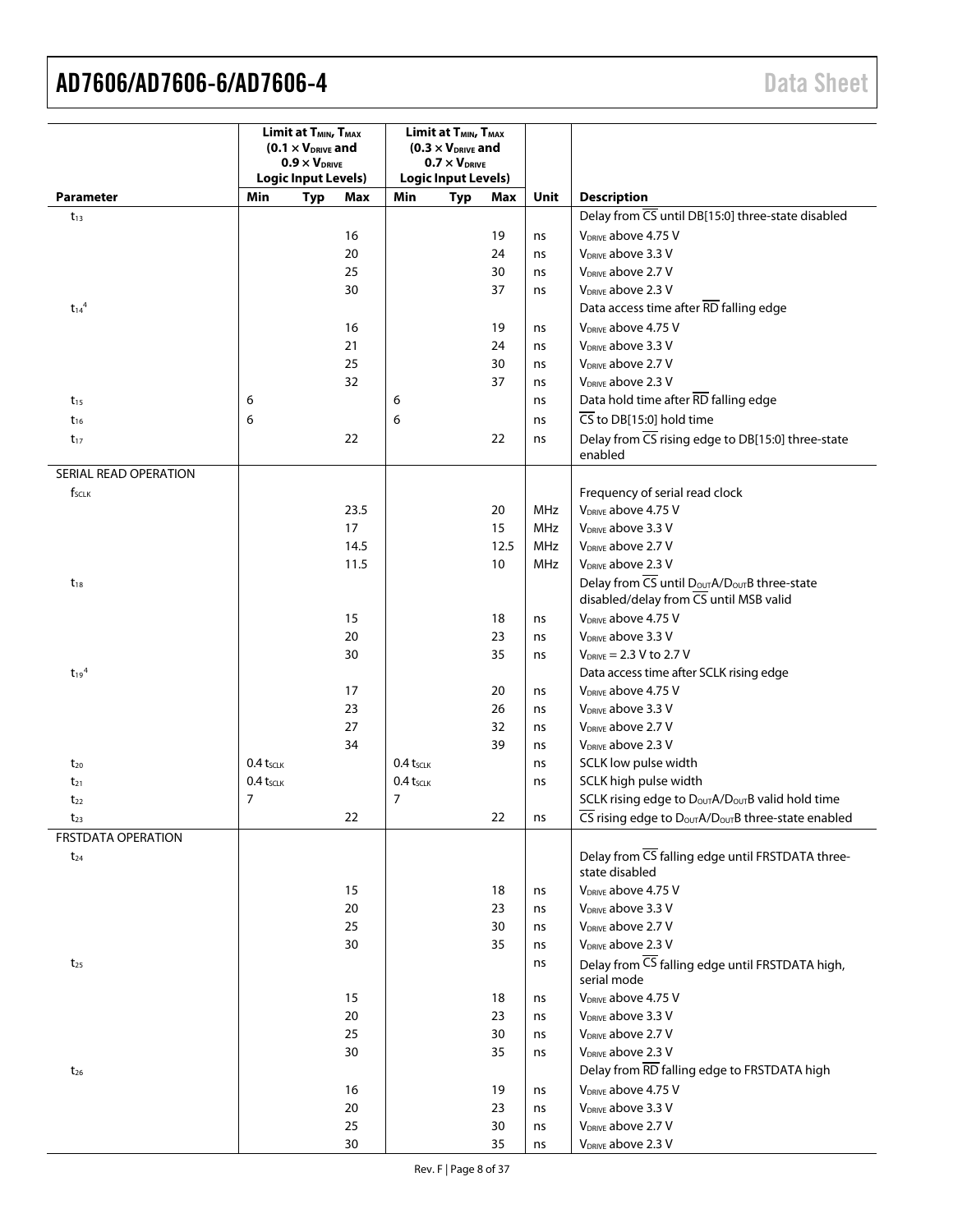| | Limit at $T_{MIN}$, $T_{MAX}$ ($0.1 \times V_{DRIVE}$ and $0.9 \times V_{DRIVE}$ Logic Input Levels) | | | Limit at $T_{MIN}$, $T_{MAX}$ ($0.3 \times V_{DRIVE}$ and $0.7 \times V_{DRIVE}$ Logic Input Levels) | | | | |
|---|---|---|---|---|---|---|---|---|
| **Parameter** | **Min** | **Typ** | **Max** | **Min** | **Typ** | **Max** | **Unit** | **Description** |
| $t_{13}$ | | | | | | | | Delay from $\overline{CS}$ until DB[15:0] three-state disabled |
| | | | 16 | | | 19 | ns | $V_{DRIVE}$ above 4.75 V |
| | | | 20 | | | 24 | ns | $V_{DRIVE}$ above 3.3 V |
| | | | 25 | | | 30 | ns | $V_{DRIVE}$ above 2.7 V |
| | | | 30 | | | 37 | ns | $V_{DRIVE}$ above 2.3 V |
| $t_{14}$[4] | | | | | | | | Data access time after $\overline{RD}$ falling edge |
| | | | 16 | | | 19 | ns | $V_{DRIVE}$ above 4.75 V |
| | | | 21 | | | 24 | ns | $V_{DRIVE}$ above 3.3 V |
| | | | 25 | | | 30 | ns | $V_{DRIVE}$ above 2.7 V |
| | | | 32 | | | 37 | ns | $V_{DRIVE}$ above 2.3 V |
| $t_{15}$ | 6 | | | 6 | | | ns | Data hold time after $\overline{RD}$ falling edge |
| $t_{16}$ | 6 | | | 6 | | | ns | $\overline{CS}$ to DB[15:0] hold time |
| $t_{17}$ | | | 22 | | | 22 | ns | Delay from $\overline{CS}$ rising edge to DB[15:0] three-state enabled |
| SERIAL READ OPERATION | | | | | | | | |
| $f_{SCLK}$ | | | | | | | | Frequency of serial read clock |
| | | | 23.5 | | | 20 | MHz | $V_{DRIVE}$ above 4.75 V |
| | | | 17 | | | 15 | MHz | $V_{DRIVE}$ above 3.3 V |
| | | | 14.5 | | | 12.5 | MHz | $V_{DRIVE}$ above 2.7 V |
| | | | 11.5 | | | 10 | MHz | $V_{DRIVE}$ above 2.3 V |
| $t_{18}$ | | | | | | | | Delay from $\overline{CS}$ until $D_{OUT}A/D_{OUT}B$ three-state disabled/delay from $\overline{CS}$ until MSB valid |
| | | | 15 | | | 18 | ns | $V_{DRIVE}$ above 4.75 V |
| | | | 20 | | | 23 | ns | $V_{DRIVE}$ above 3.3 V |
| | | | 30 | | | 35 | ns | $V_{DRIVE}$ = 2.3 V to 2.7 V |
| $t_{19}$[4] | | | | | | | | Data access time after SCLK rising edge |
| | | | 17 | | | 20 | ns | $V_{DRIVE}$ above 4.75 V |
| | | | 23 | | | 26 | ns | $V_{DRIVE}$ above 3.3 V |
| | | | 27 | | | 32 | ns | $V_{DRIVE}$ above 2.7 V |
| | | | 34 | | | 39 | ns | $V_{DRIVE}$ above 2.3 V |
| $t_{20}$ | $0.4\ t_{SCLK}$ | | | $0.4\ t_{SCLK}$ | | | ns | SCLK low pulse width |
| $t_{21}$ | $0.4\ t_{SCLK}$ | | | $0.4\ t_{SCLK}$ | | | ns | SCLK high pulse width |
| $t_{22}$ | 7 | | | 7 | | | | SCLK rising edge to $D_{OUT}A/D_{OUT}B$ valid hold time |
| $t_{23}$ | | | 22 | | | 22 | ns | $\overline{CS}$ rising edge to $D_{OUT}A/D_{OUT}B$ three-state enabled |
| FRSTDATA OPERATION | | | | | | | | |
| $t_{24}$ | | | | | | | | Delay from $\overline{CS}$ falling edge until FRSTDATA three-state disabled |
| | | | 15 | | | 18 | ns | $V_{DRIVE}$ above 4.75 V |
| | | | 20 | | | 23 | ns | $V_{DRIVE}$ above 3.3 V |
| | | | 25 | | | 30 | ns | $V_{DRIVE}$ above 2.7 V |
| | | | 30 | | | 35 | ns | $V_{DRIVE}$ above 2.3 V |
| $t_{25}$ | | | | | | | ns | Delay from $\overline{CS}$ falling edge until FRSTDATA high, serial mode |
| | | | 15 | | | 18 | ns | $V_{DRIVE}$ above 4.75 V |
| | | | 20 | | | 23 | ns | $V_{DRIVE}$ above 3.3 V |
| | | | 25 | | | 30 | ns | $V_{DRIVE}$ above 2.7 V |
| | | | 30 | | | 35 | ns | $V_{DRIVE}$ above 2.3 V |
| $t_{26}$ | | | | | | | | Delay from $\overline{RD}$ falling edge to FRSTDATA high |
| | | | 16 | | | 19 | ns | $V_{DRIVE}$ above 4.75 V |
| | | | 20 | | | 23 | ns | $V_{DRIVE}$ above 3.3 V |
| | | | 25 | | | 30 | ns | $V_{DRIVE}$ above 2.7 V |
| | | | 30 | | | 35 | ns | $V_{DRIVE}$ above 2.3 V |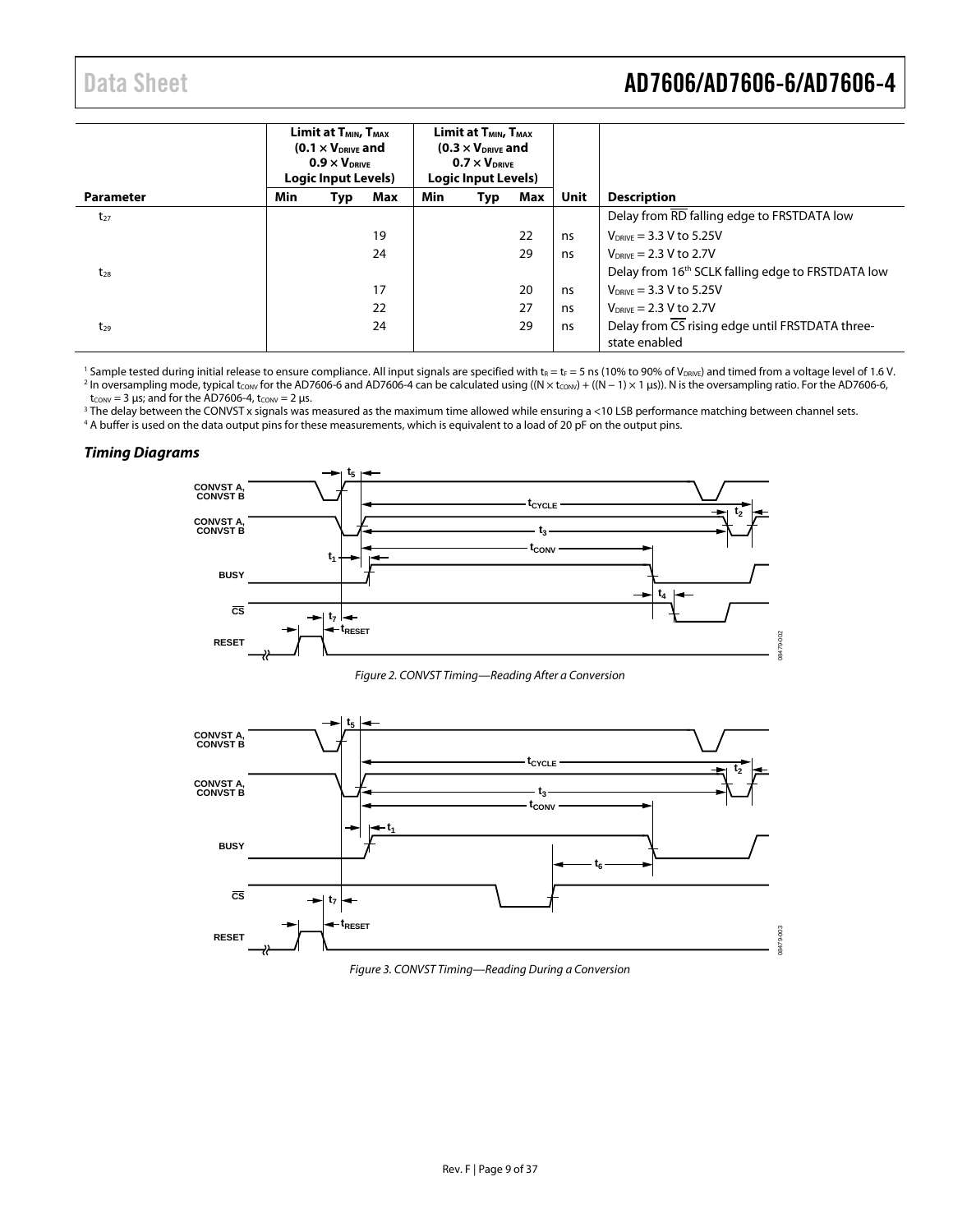| Parameter | Limit at $T_{MIN}$, $T_{MAX}$ ($0.1 \times V_{DRIVE}$ and $0.9 \times V_{DRIVE}$ Logic Input Levels) | | | Limit at $T_{MIN}$, $T_{MAX}$ ($0.3 \times V_{DRIVE}$ and $0.7 \times V_{DRIVE}$ Logic Input Levels) | | | Unit | Description |
|---|---|---|---|---|---|---|---|---|
| | Min | Typ | Max | Min | Typ | Max | | |
| $t_{27}$ | | | | | | | | Delay from $\overline{RD}$ falling edge to FRSTDATA low |
| | | | 19 | | | 22 | ns | $V_{DRIVE}$ = 3.3 V to 5.25V |
| | | | 24 | | | 29 | ns | $V_{DRIVE}$ = 2.3 V to 2.7V |
| $t_{28}$ | | | | | | | | Delay from 16th SCLK falling edge to FRSTDATA low |
| | | | 17 | | | 20 | ns | $V_{DRIVE}$ = 3.3 V to 5.25V |
| | | | 22 | | | 27 | ns | $V_{DRIVE}$ = 2.3 V to 2.7V |
| $t_{29}$ | | | 24 | | | 29 | ns | Delay from $\overline{CS}$ rising edge until FRSTDATA three-state enabled |

[1] Sample tested during initial release to ensure compliance. All input signals are specified with $t_R = t_F = 5$ ns (10% to 90% of $V_{DRIVE}$) and timed from a voltage level of 1.6 V.
[2] In oversampling mode, typical $t_{CONV}$ for the AD7606-6 and AD7606-4 can be calculated using $((N \times t_{CONV}) + ((N - 1) \times 1\ \mu s))$. N is the oversampling ratio. For the AD7606-6, $t_{CONV} = 3\ \mu s$; and for the AD7606-4, $t_{CONV} = 2\ \mu s$.
[3] The delay between the CONVST x signals was measured as the maximum time allowed while ensuring a <10 LSB performance matching between channel sets.
[4] A buffer is used on the data output pins for these measurements, which is equivalent to a load of 20 pF on the output pins.

### *Timing Diagrams*

*Figure 2. CONVST Timing—Reading After a Conversion*

*Figure 3. CONVST Timing—Reading During a Conversion*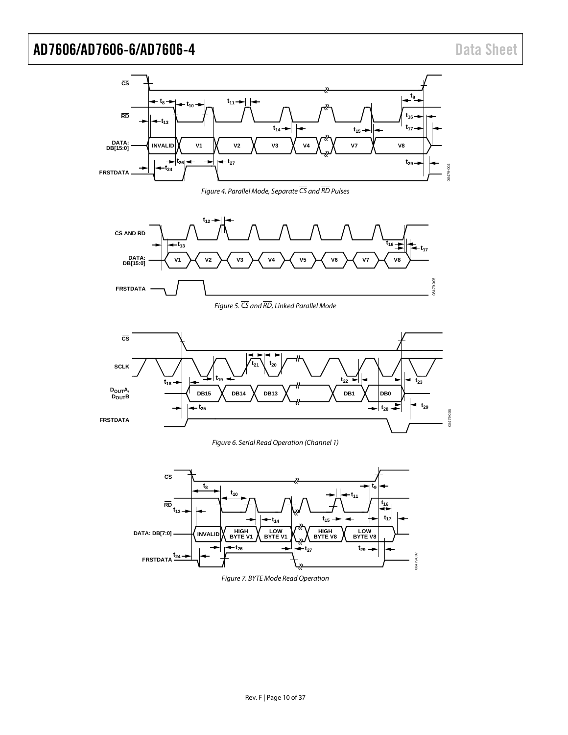Figure 4. Parallel Mode, Separate $\overline{CS}$ and $\overline{RD}$ Pulses

Figure 5. $\overline{CS}$ and $\overline{RD}$, Linked Parallel Mode

Figure 6. Serial Read Operation (Channel 1)

Figure 7. BYTE Mode Read Operation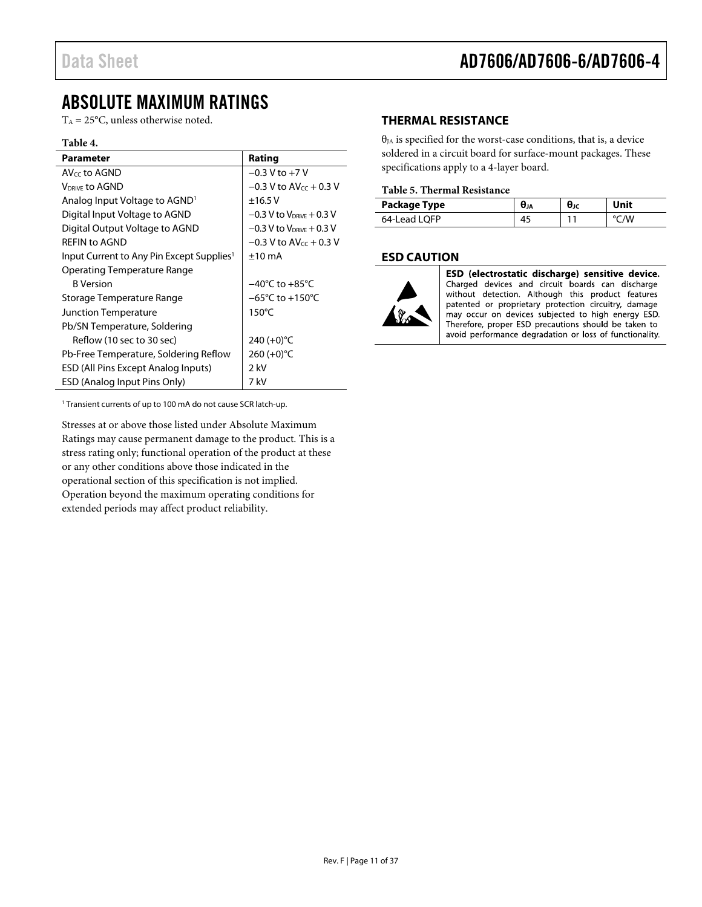## ABSOLUTE MAXIMUM RATINGS

$T_A$ = 25°C, unless otherwise noted.

**Table 4.**

| Parameter | Rating |
|---|---|
| $AV_{CC}$ to AGND | −0.3 V to +7 V |
| $V_{DRIVE}$ to AGND | −0.3 V to $AV_{CC}$ + 0.3 V |
| Analog Input Voltage to AGND[1] | ±16.5 V |
| Digital Input Voltage to AGND | −0.3 V to $V_{DRIVE}$ + 0.3 V |
| Digital Output Voltage to AGND | −0.3 V to $V_{DRIVE}$ + 0.3 V |
| REFIN to AGND | −0.3 V to $AV_{CC}$ + 0.3 V |
| Input Current to Any Pin Except Supplies[1] | ±10 mA |
| Operating Temperature Range | |
| B Version | −40°C to +85°C |
| Storage Temperature Range | −65°C to +150°C |
| Junction Temperature | 150°C |
| Pb/SN Temperature, Soldering | |
| Reflow (10 sec to 30 sec) | 240 (+0)°C |
| Pb-Free Temperature, Soldering Reflow | 260 (+0)°C |
| ESD (All Pins Except Analog Inputs) | 2 kV |
| ESD (Analog Input Pins Only) | 7 kV |

[1] Transient currents of up to 100 mA do not cause SCR latch-up.

Stresses at or above those listed under Absolute Maximum Ratings may cause permanent damage to the product. This is a stress rating only; functional operation of the product at these or any other conditions above those indicated in the operational section of this specification is not implied. Operation beyond the maximum operating conditions for extended periods may affect product reliability.

### THERMAL RESISTANCE

$\theta_{JA}$ is specified for the worst-case conditions, that is, a device soldered in a circuit board for surface-mount packages. These specifications apply to a 4-layer board.

**Table 5. Thermal Resistance**

| Package Type | $\theta_{JA}$ | $\theta_{JC}$ | Unit |
|---|---|---|---|
| 64-Lead LQFP | 45 | 11 | °C/W |

### ESD CAUTION

**ESD (electrostatic discharge) sensitive device.** Charged devices and circuit boards can discharge without detection. Although this product features patented or proprietary protection circuitry, damage may occur on devices subjected to high energy ESD. Therefore, proper ESD precautions should be taken to avoid performance degradation or loss of functionality.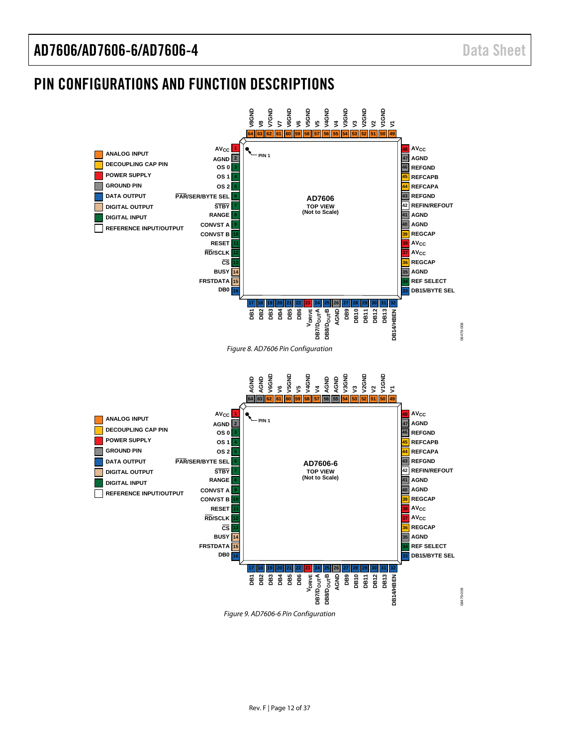## PIN CONFIGURATIONS AND FUNCTION DESCRIPTIONS

Figure 8. AD7606 Pin Configuration

Figure 9. AD7606-6 Pin Configuration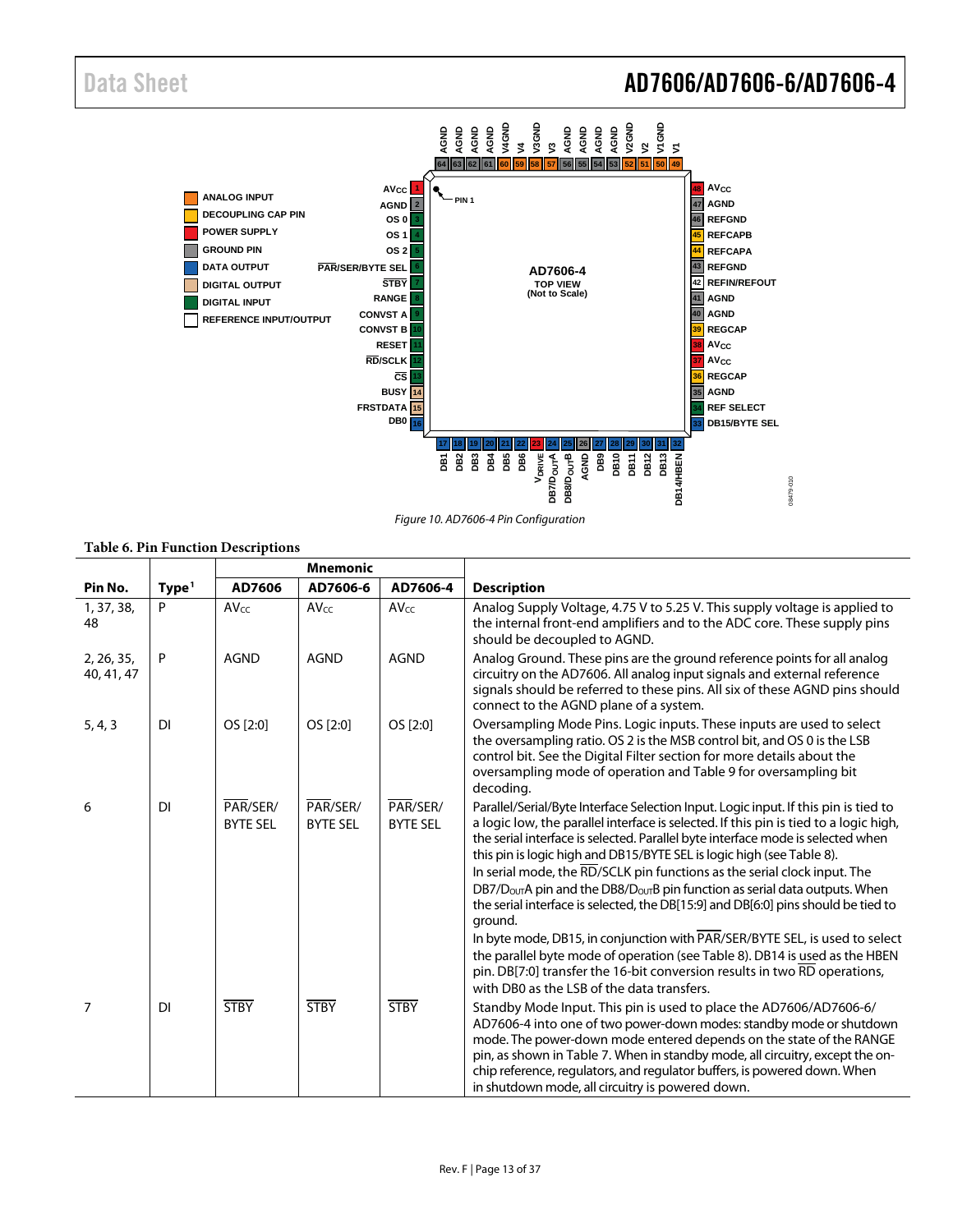Figure 10. AD7606-4 Pin Configuration

**Table 6. Pin Function Descriptions**

| Pin No. | Type[1] | Mnemonic | | | Description |
|---|---|---|---|---|---|
| | | AD7606 | AD7606-6 | AD7606-4 | |
| 1, 37, 38, 48 | P | $AV_{CC}$ | $AV_{CC}$ | $AV_{CC}$ | Analog Supply Voltage, 4.75 V to 5.25 V. This supply voltage is applied to the internal front-end amplifiers and to the ADC core. These supply pins should be decoupled to AGND. |
| 2, 26, 35, 40, 41, 47 | P | AGND | AGND | AGND | Analog Ground. These pins are the ground reference points for all analog circuitry on the AD7606. All analog input signals and external reference signals should be referred to these pins. All six of these AGND pins should connect to the AGND plane of a system. |
| 5, 4, 3 | DI | OS [2:0] | OS [2:0] | OS [2:0] | Oversampling Mode Pins. Logic inputs. These inputs are used to select the oversampling ratio. OS 2 is the MSB control bit, and OS 0 is the LSB control bit. See the Digital Filter section for more details about the oversampling mode of operation and Table 9 for oversampling bit decoding. |
| 6 | DI | $\overline{\text{PAR}}$/SER/BYTE SEL | $\overline{\text{PAR}}$/SER/BYTE SEL | $\overline{\text{PAR}}$/SER/BYTE SEL | Parallel/Serial/Byte Interface Selection Input. Logic input. If this pin is tied to a logic low, the parallel interface is selected. If this pin is tied to a logic high, the serial interface is selected. Parallel byte interface mode is selected when this pin is logic high and DB15/BYTE SEL is logic high (see Table 8). In serial mode, the $\overline{\text{RD}}$/SCLK pin functions as the serial clock input. The DB7/$D_{OUT}$A pin and the DB8/$D_{OUT}$B pin function as serial data outputs. When the serial interface is selected, the DB[15:9] and DB[6:0] pins should be tied to ground. In byte mode, DB15, in conjunction with $\overline{\text{PAR}}$/SER/BYTE SEL, is used to select the parallel byte mode of operation (see Table 8). DB14 is used as the HBEN pin. DB[7:0] transfer the 16-bit conversion results in two $\overline{\text{RD}}$ operations, with DB0 as the LSB of the data transfers. |
| 7 | DI | $\overline{\text{STBY}}$ | $\overline{\text{STBY}}$ | $\overline{\text{STBY}}$ | Standby Mode Input. This pin is used to place the AD7606/AD7606-6/AD7606-4 into one of two power-down modes: standby mode or shutdown mode. The power-down mode entered depends on the state of the RANGE pin, as shown in Table 7. When in standby mode, all circuitry, except the on-chip reference, regulators, and regulator buffers, is powered down. When in shutdown mode, all circuitry is powered down. |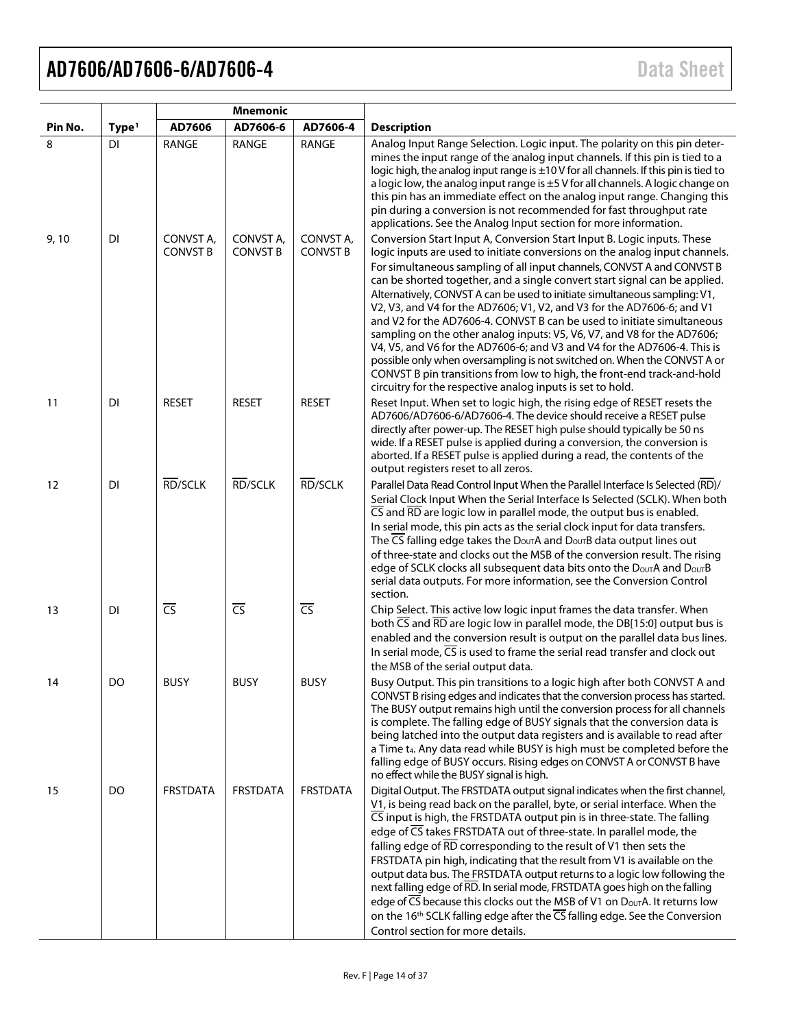| Pin No. | Type[1] | Mnemonic | | | Description |
|---|---|---|---|---|---|
| | | AD7606 | AD7606-6 | AD7606-4 | |
| 8 | DI | RANGE | RANGE | RANGE | Analog Input Range Selection. Logic input. The polarity on this pin determines the input range of the analog input channels. If this pin is tied to a logic high, the analog input range is ±10 V for all channels. If this pin is tied to a logic low, the analog input range is ±5 V for all channels. A logic change on this pin has an immediate effect on the analog input range. Changing this pin during a conversion is not recommended for fast throughput rate applications. See the Analog Input section for more information. |
| 9, 10 | DI | CONVST A, CONVST B | CONVST A, CONVST B | CONVST A, CONVST B | Conversion Start Input A, Conversion Start Input B. Logic inputs. These logic inputs are used to initiate conversions on the analog input channels. For simultaneous sampling of all input channels, CONVST A and CONVST B can be shorted together, and a single convert start signal can be applied. Alternatively, CONVST A can be used to initiate simultaneous sampling: V1, V2, V3, and V4 for the AD7606; V1, V2, and V3 for the AD7606-6; and V1 and V2 for the AD7606-4. CONVST B can be used to initiate simultaneous sampling on the other analog inputs: V5, V6, V7, and V8 for the AD7606; V4, V5, and V6 for the AD7606-6; and V3 and V4 for the AD7606-4. This is possible only when oversampling is not switched on. When the CONVST A or CONVST B pin transitions from low to high, the front-end track-and-hold circuitry for the respective analog inputs is set to hold. |
| 11 | DI | RESET | RESET | RESET | Reset Input. When set to logic high, the rising edge of RESET resets the AD7606/AD7606-6/AD7606-4. The device should receive a RESET pulse directly after power-up. The RESET high pulse should typically be 50 ns wide. If a RESET pulse is applied during a conversion, the conversion is aborted. If a RESET pulse is applied during a read, the contents of the output registers reset to all zeros. |
| 12 | DI | $\overline{RD}$/SCLK | $\overline{RD}$/SCLK | $\overline{RD}$/SCLK | Parallel Data Read Control Input When the Parallel Interface Is Selected ($\overline{RD}$)/ Serial Clock Input When the Serial Interface Is Selected (SCLK). When both $\overline{CS}$ and $\overline{RD}$ are logic low in parallel mode, the output bus is enabled. In serial mode, this pin acts as the serial clock input for data transfers. The $\overline{CS}$ falling edge takes the $D_{OUT}A$ and $D_{OUT}B$ data output lines out of three-state and clocks out the MSB of the conversion result. The rising edge of SCLK clocks all subsequent data bits onto the $D_{OUT}A$ and $D_{OUT}B$ serial data outputs. For more information, see the Conversion Control section. |
| 13 | DI | $\overline{CS}$ | $\overline{CS}$ | $\overline{CS}$ | Chip Select. This active low logic input frames the data transfer. When both $\overline{CS}$ and $\overline{RD}$ are logic low in parallel mode, the DB[15:0] output bus is enabled and the conversion result is output on the parallel data bus lines. In serial mode, $\overline{CS}$ is used to frame the serial read transfer and clock out the MSB of the serial output data. |
| 14 | DO | BUSY | BUSY | BUSY | Busy Output. This pin transitions to a logic high after both CONVST A and CONVST B rising edges and indicates that the conversion process has started. The BUSY output remains high until the conversion process for all channels is complete. The falling edge of BUSY signals that the conversion data is being latched into the output data registers and is available to read after a Time $t_4$. Any data read while BUSY is high must be completed before the falling edge of BUSY occurs. Rising edges on CONVST A or CONVST B have no effect while the BUSY signal is high. |
| 15 | DO | FRSTDATA | FRSTDATA | FRSTDATA | Digital Output. The FRSTDATA output signal indicates when the first channel, V1, is being read back on the parallel, byte, or serial interface. When the $\overline{CS}$ input is high, the FRSTDATA output pin is in three-state. The falling edge of $\overline{CS}$ takes FRSTDATA out of three-state. In parallel mode, the falling edge of $\overline{RD}$ corresponding to the result of V1 then sets the FRSTDATA pin high, indicating that the result from V1 is available on the output data bus. The FRSTDATA output returns to a logic low following the next falling edge of $\overline{RD}$. In serial mode, FRSTDATA goes high on the falling edge of $\overline{CS}$ because this clocks out the MSB of V1 on $D_{OUT}A$. It returns low on the 16th SCLK falling edge after the $\overline{CS}$ falling edge. See the Conversion Control section for more details. |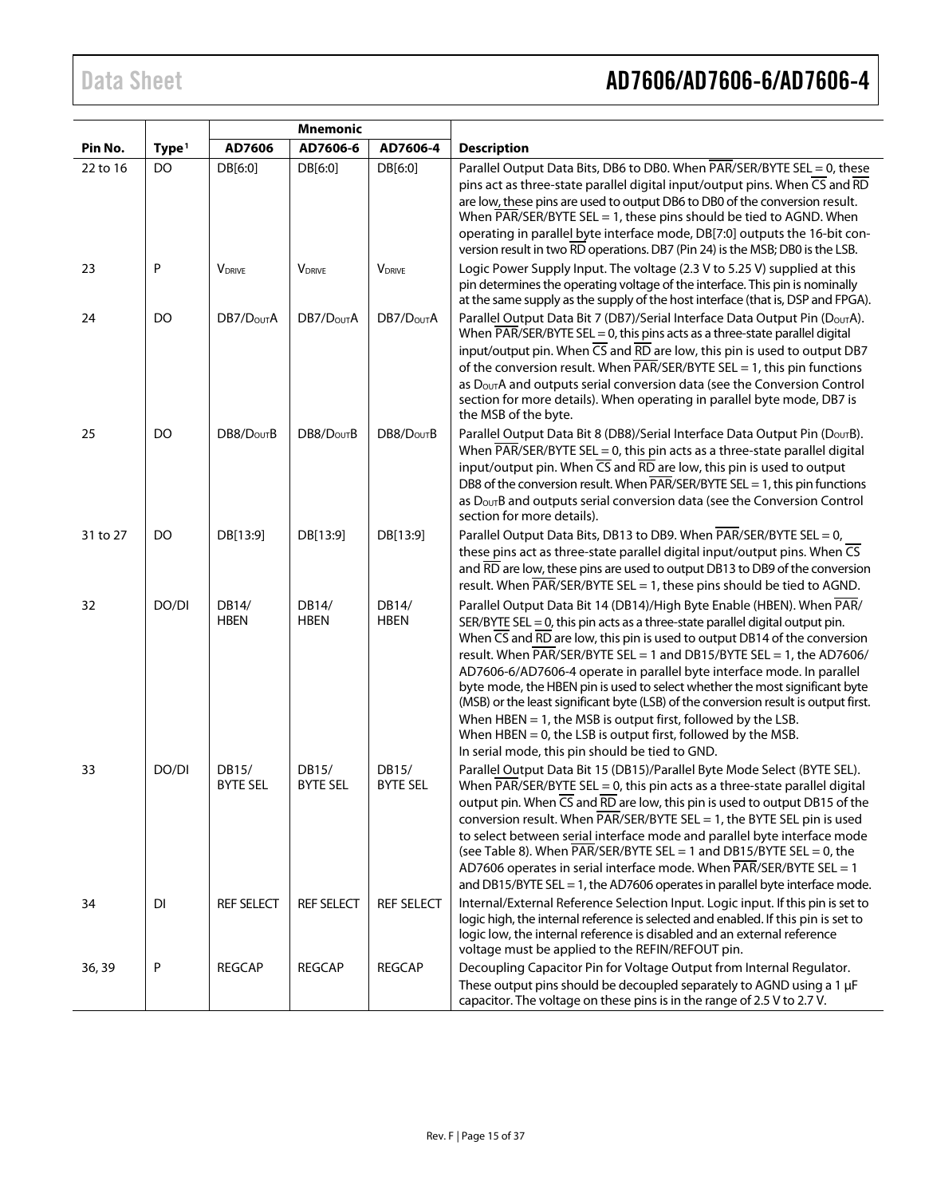| Pin No. | Type[1] | Mnemonic | | | Description |
|---|---|---|---|---|---|
| | | AD7606 | AD7606-6 | AD7606-4 | |
| 22 to 16 | DO | DB[6:0] | DB[6:0] | DB[6:0] | Parallel Output Data Bits, DB6 to DB0. When PAR/SER/BYTE SEL = 0, these pins act as three-state parallel digital input/output pins. When CS and RD are low, these pins are used to output DB6 to DB0 of the conversion result. When PAR/SER/BYTE SEL = 1, these pins should be tied to AGND. When operating in parallel byte interface mode, DB[7:0] outputs the 16-bit conversion result in two RD operations. DB7 (Pin 24) is the MSB; DB0 is the LSB. |
| 23 | P | $V_{DRIVE}$ | $V_{DRIVE}$ | $V_{DRIVE}$ | Logic Power Supply Input. The voltage (2.3 V to 5.25 V) supplied at this pin determines the operating voltage of the interface. This pin is nominally at the same supply as the supply of the host interface (that is, DSP and FPGA). |
| 24 | DO | DB7/$D_{OUT}$A | DB7/$D_{OUT}$A | DB7/$D_{OUT}$A | Parallel Output Data Bit 7 (DB7)/Serial Interface Data Output Pin ($D_{OUT}$A). When PAR/SER/BYTE SEL = 0, this pins acts as a three-state parallel digital input/output pin. When CS and RD are low, this pin is used to output DB7 of the conversion result. When PAR/SER/BYTE SEL = 1, this pin functions as $D_{OUT}$A and outputs serial conversion data (see the Conversion Control section for more details). When operating in parallel byte mode, DB7 is the MSB of the byte. |
| 25 | DO | DB8/$D_{OUT}$B | DB8/$D_{OUT}$B | DB8/$D_{OUT}$B | Parallel Output Data Bit 8 (DB8)/Serial Interface Data Output Pin ($D_{OUT}$B). When PAR/SER/BYTE SEL = 0, this pin acts as a three-state parallel digital input/output pin. When CS and RD are low, this pin is used to output DB8 of the conversion result. When PAR/SER/BYTE SEL = 1, this pin functions as $D_{OUT}$B and outputs serial conversion data (see the Conversion Control section for more details). |
| 31 to 27 | DO | DB[13:9] | DB[13:9] | DB[13:9] | Parallel Output Data Bits, DB13 to DB9. When PAR/SER/BYTE SEL = 0, these pins act as three-state parallel digital input/output pins. When CS and RD are low, these pins are used to output DB13 to DB9 of the conversion result. When PAR/SER/BYTE SEL = 1, these pins should be tied to AGND. |
| 32 | DO/DI | DB14/ HBEN | DB14/ HBEN | DB14/ HBEN | Parallel Output Data Bit 14 (DB14)/High Byte Enable (HBEN). When PAR/SER/BYTE SEL = 0, this pin acts as a three-state parallel digital output pin. When CS and RD are low, this pin is used to output DB14 of the conversion result. When PAR/SER/BYTE SEL = 1 and DB15/BYTE SEL = 1, the AD7606/AD7606-6/AD7606-4 operate in parallel byte interface mode. In parallel byte mode, the HBEN pin is used to select whether the most significant byte (MSB) or the least significant byte (LSB) of the conversion result is output first. When HBEN = 1, the MSB is output first, followed by the LSB. When HBEN = 0, the LSB is output first, followed by the MSB. In serial mode, this pin should be tied to GND. |
| 33 | DO/DI | DB15/ BYTE SEL | DB15/ BYTE SEL | DB15/ BYTE SEL | Parallel Output Data Bit 15 (DB15)/Parallel Byte Mode Select (BYTE SEL). When PAR/SER/BYTE SEL = 0, this pin acts as a three-state parallel digital output pin. When CS and RD are low, this pin is used to output DB15 of the conversion result. When PAR/SER/BYTE SEL = 1, the BYTE SEL pin is used to select between serial interface mode and parallel byte interface mode (see Table 8). When PAR/SER/BYTE SEL = 1 and DB15/BYTE SEL = 0, the AD7606 operates in serial interface mode. When PAR/SER/BYTE SEL = 1 and DB15/BYTE SEL = 1, the AD7606 operates in parallel byte interface mode. |
| 34 | DI | REF SELECT | REF SELECT | REF SELECT | Internal/External Reference Selection Input. Logic input. If this pin is set to logic high, the internal reference is selected and enabled. If this pin is set to logic low, the internal reference is disabled and an external reference voltage must be applied to the REFIN/REFOUT pin. |
| 36, 39 | P | REGCAP | REGCAP | REGCAP | Decoupling Capacitor Pin for Voltage Output from Internal Regulator. These output pins should be decoupled separately to AGND using a 1 µF capacitor. The voltage on these pins is in the range of 2.5 V to 2.7 V. |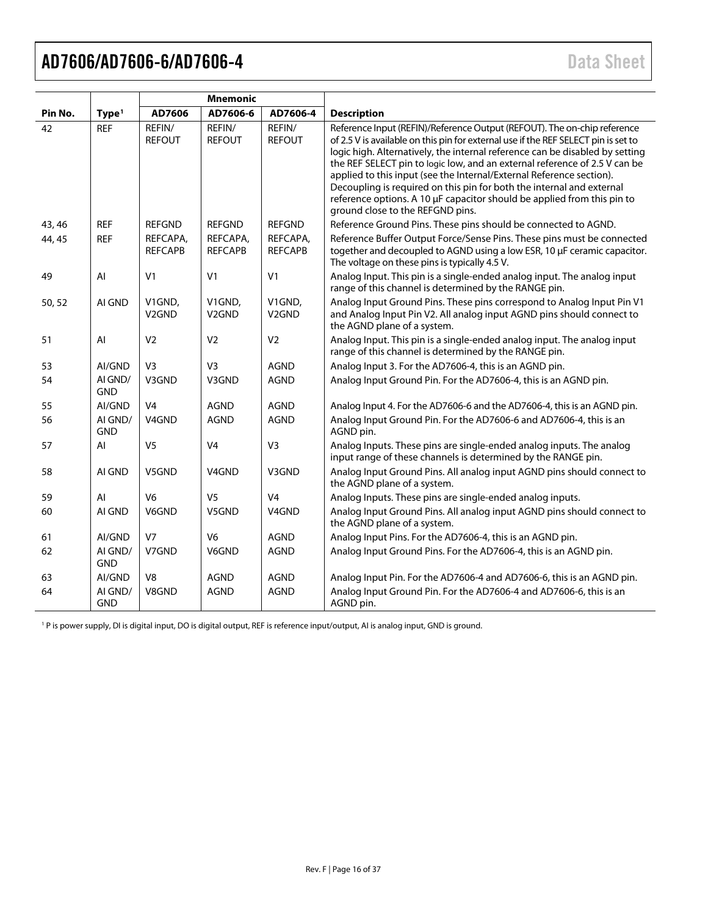| Pin No. | Type[1] | Mnemonic | | | Description |
|---|---|---|---|---|---|
| | | AD7606 | AD7606-6 | AD7606-4 | |
| 42 | REF | REFIN/ REFOUT | REFIN/ REFOUT | REFIN/ REFOUT | Reference Input (REFIN)/Reference Output (REFOUT). The on-chip reference of 2.5 V is available on this pin for external use if the REF SELECT pin is set to logic high. Alternatively, the internal reference can be disabled by setting the REF SELECT pin to logic low, and an external reference of 2.5 V can be applied to this input (see the Internal/External Reference section). Decoupling is required on this pin for both the internal and external reference options. A 10 µF capacitor should be applied from this pin to ground close to the REFGND pins. |
| 43, 46 | REF | REFGND | REFGND | REFGND | Reference Ground Pins. These pins should be connected to AGND. |
| 44, 45 | REF | REFCAPA, REFCAPB | REFCAPA, REFCAPB | REFCAPA, REFCAPB | Reference Buffer Output Force/Sense Pins. These pins must be connected together and decoupled to AGND using a low ESR, 10 µF ceramic capacitor. The voltage on these pins is typically 4.5 V. |
| 49 | AI | V1 | V1 | V1 | Analog Input. This pin is a single-ended analog input. The analog input range of this channel is determined by the RANGE pin. |
| 50, 52 | AI GND | V1GND, V2GND | V1GND, V2GND | V1GND, V2GND | Analog Input Ground Pins. These pins correspond to Analog Input Pin V1 and Analog Input Pin V2. All analog input AGND pins should connect to the AGND plane of a system. |
| 51 | AI | V2 | V2 | V2 | Analog Input. This pin is a single-ended analog input. The analog input range of this channel is determined by the RANGE pin. |
| 53 | AI/GND | V3 | V3 | AGND | Analog Input 3. For the AD7606-4, this is an AGND pin. |
| 54 | AI GND/ GND | V3GND | V3GND | AGND | Analog Input Ground Pin. For the AD7606-4, this is an AGND pin. |
| 55 | AI/GND | V4 | AGND | AGND | Analog Input 4. For the AD7606-6 and the AD7606-4, this is an AGND pin. |
| 56 | AI GND/ GND | V4GND | AGND | AGND | Analog Input Ground Pin. For the AD7606-6 and AD7606-4, this is an AGND pin. |
| 57 | AI | V5 | V4 | V3 | Analog Inputs. These pins are single-ended analog inputs. The analog input range of these channels is determined by the RANGE pin. |
| 58 | AI GND | V5GND | V4GND | V3GND | Analog Input Ground Pins. All analog input AGND pins should connect to the AGND plane of a system. |
| 59 | AI | V6 | V5 | V4 | Analog Inputs. These pins are single-ended analog inputs. |
| 60 | AI GND | V6GND | V5GND | V4GND | Analog Input Ground Pins. All analog input AGND pins should connect to the AGND plane of a system. |
| 61 | AI/GND | V7 | V6 | AGND | Analog Input Pins. For the AD7606-4, this is an AGND pin. |
| 62 | AI GND/ GND | V7GND | V6GND | AGND | Analog Input Ground Pins. For the AD7606-4, this is an AGND pin. |
| 63 | AI/GND | V8 | AGND | AGND | Analog Input Pin. For the AD7606-4 and AD7606-6, this is an AGND pin. |
| 64 | AI GND/ GND | V8GND | AGND | AGND | Analog Input Ground Pin. For the AD7606-4 and AD7606-6, this is an AGND pin. |

[1] P is power supply, DI is digital input, DO is digital output, REF is reference input/output, AI is analog input, GND is ground.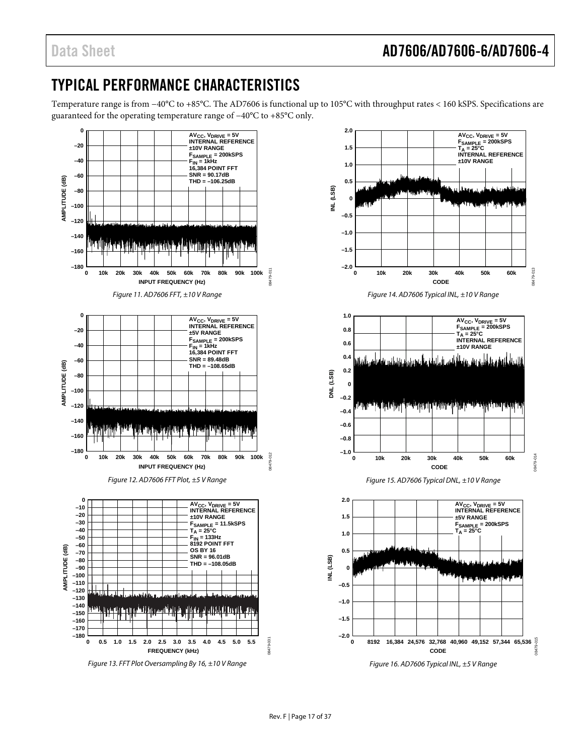# TYPICAL PERFORMANCE CHARACTERISTICS

Temperature range is from −40°C to +85°C. The AD7606 is functional up to 105°C with throughput rates < 160 kSPS. Specifications are guaranteed for the operating temperature range of −40°C to +85°C only.

*Figure 11. AD7606 FFT, ±10 V Range*

*Figure 12. AD7606 FFT Plot, ±5 V Range*

*Figure 13. FFT Plot Oversampling By 16, ±10 V Range*

*Figure 14. AD7606 Typical INL, ±10 V Range*

*Figure 15. AD7606 Typical DNL, ±10 V Range*

*Figure 16. AD7606 Typical INL, ±5 V Range*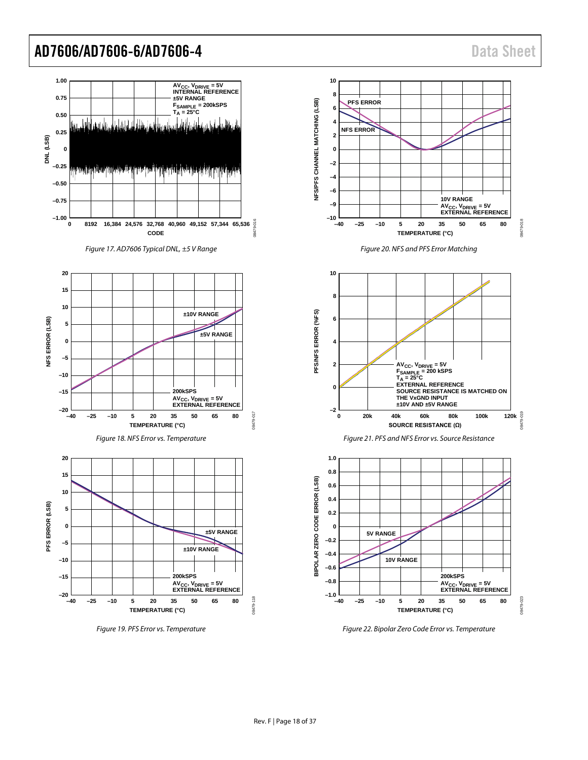Figure 17. AD7606 Typical DNL, ±5 V Range

Figure 18. NFS Error vs. Temperature

Figure 19. PFS Error vs. Temperature

Figure 20. NFS and PFS Error Matching

Figure 21. PFS and NFS Error vs. Source Resistance

Figure 22. Bipolar Zero Code Error vs. Temperature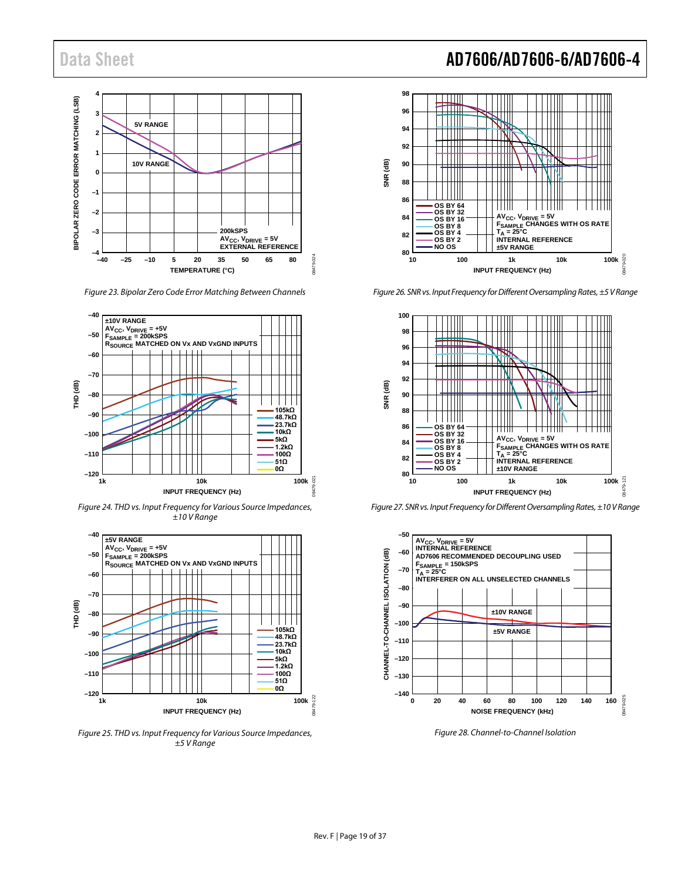Figure 23. Bipolar Zero Code Error Matching Between Channels

Figure 24. THD vs. Input Frequency for Various Source Impedances, ±10 V Range

Figure 25. THD vs. Input Frequency for Various Source Impedances, ±5 V Range

Figure 26. SNR vs. Input Frequency for Different Oversampling Rates, ±5 V Range

Figure 27. SNR vs. Input Frequency for Different Oversampling Rates, ±10 V Range

Figure 28. Channel-to-Channel Isolation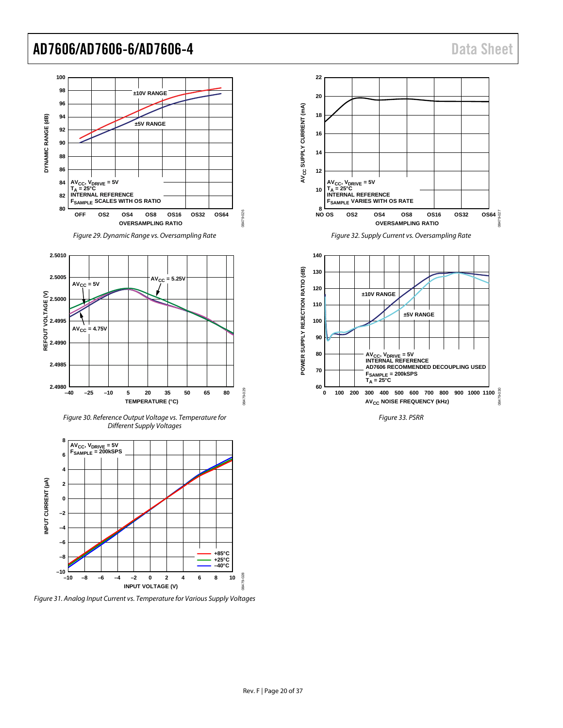Figure 29. Dynamic Range vs. Oversampling Rate

Figure 30. Reference Output Voltage vs. Temperature for Different Supply Voltages

Figure 31. Analog Input Current vs. Temperature for Various Supply Voltages

Figure 32. Supply Current vs. Oversampling Rate

Figure 33. PSRR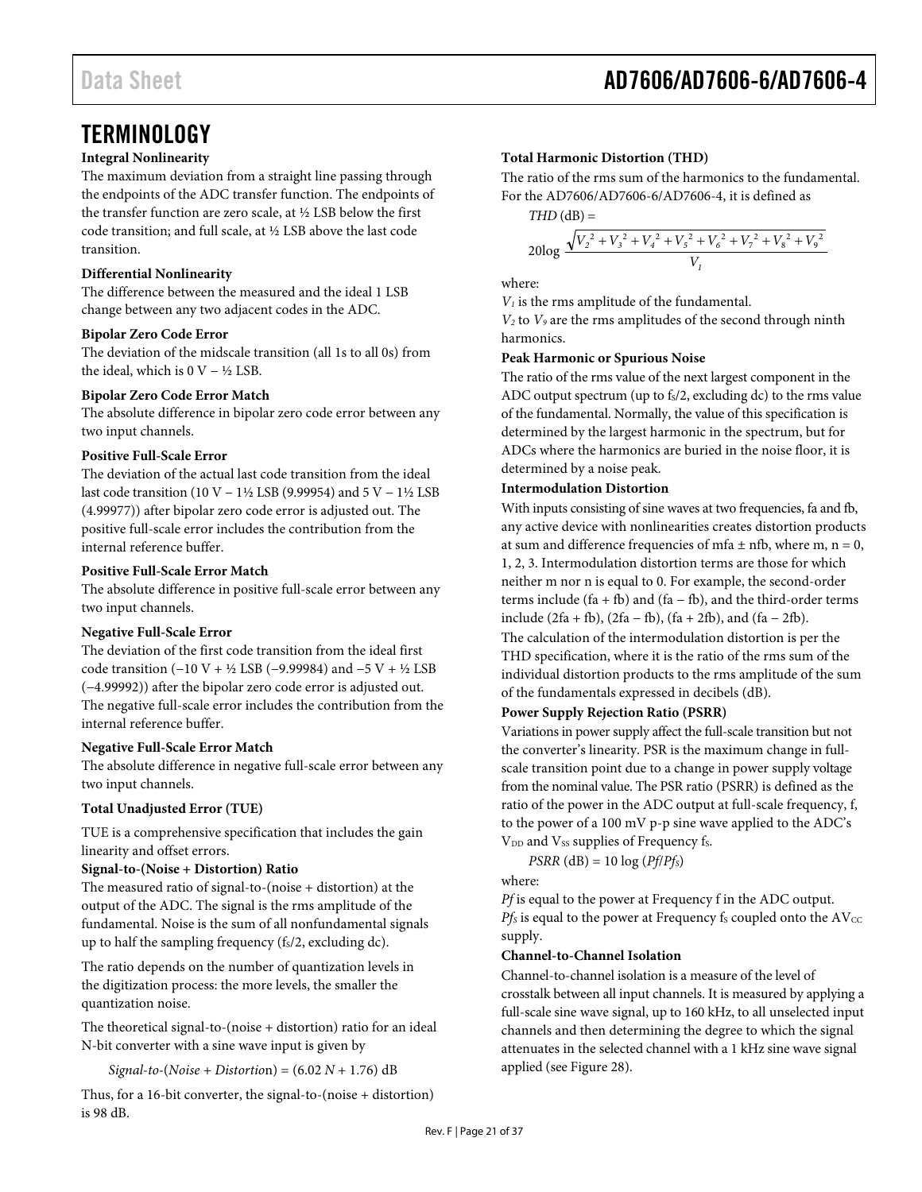# TERMINOLOGY

**Integral Nonlinearity**

The maximum deviation from a straight line passing through the endpoints of the ADC transfer function. The endpoints of the transfer function are zero scale, at ½ LSB below the first code transition; and full scale, at ½ LSB above the last code transition.

**Differential Nonlinearity**

The difference between the measured and the ideal 1 LSB change between any two adjacent codes in the ADC.

**Bipolar Zero Code Error**

The deviation of the midscale transition (all 1s to all 0s) from the ideal, which is 0 V − ½ LSB.

**Bipolar Zero Code Error Match**

The absolute difference in bipolar zero code error between any two input channels.

**Positive Full-Scale Error**

The deviation of the actual last code transition from the ideal last code transition (10 V − 1½ LSB (9.99954) and 5 V − 1½ LSB (4.99977)) after bipolar zero code error is adjusted out. The positive full-scale error includes the contribution from the internal reference buffer.

**Positive Full-Scale Error Match**

The absolute difference in positive full-scale error between any two input channels.

**Negative Full-Scale Error**

The deviation of the first code transition from the ideal first code transition (−10 V + ½ LSB (−9.99984) and −5 V + ½ LSB (−4.99992)) after the bipolar zero code error is adjusted out. The negative full-scale error includes the contribution from the internal reference buffer.

**Negative Full-Scale Error Match**

The absolute difference in negative full-scale error between any two input channels.

**Total Unadjusted Error (TUE)**

TUE is a comprehensive specification that includes the gain linearity and offset errors.

**Signal-to-(Noise + Distortion) Ratio**

The measured ratio of signal-to-(noise + distortion) at the output of the ADC. The signal is the rms amplitude of the fundamental. Noise is the sum of all nonfundamental signals up to half the sampling frequency ($f_S/2$, excluding dc).

The ratio depends on the number of quantization levels in the digitization process: the more levels, the smaller the quantization noise.

The theoretical signal-to-(noise + distortion) ratio for an ideal N-bit converter with a sine wave input is given by

$$Signal\text{-}to\text{-}(Noise + Distortion) = (6.02\,N + 1.76)\text{ dB}$$

Thus, for a 16-bit converter, the signal-to-(noise + distortion) is 98 dB.

**Total Harmonic Distortion (THD)**

The ratio of the rms sum of the harmonics to the fundamental. For the AD7606/AD7606-6/AD7606-4, it is defined as

$$THD\text{ (dB)} = 20\log\frac{\sqrt{V_2^2 + V_3^2 + V_4^2 + V_5^2 + V_6^2 + V_7^2 + V_8^2 + V_9^2}}{V_1}$$

where:

$V_1$ is the rms amplitude of the fundamental.

$V_2$ to $V_9$ are the rms amplitudes of the second through ninth harmonics.

**Peak Harmonic or Spurious Noise**

The ratio of the rms value of the next largest component in the ADC output spectrum (up to $f_S/2$, excluding dc) to the rms value of the fundamental. Normally, the value of this specification is determined by the largest harmonic in the spectrum, but for ADCs where the harmonics are buried in the noise floor, it is determined by a noise peak.

**Intermodulation Distortion**

With inputs consisting of sine waves at two frequencies, fa and fb, any active device with nonlinearities creates distortion products at sum and difference frequencies of mfa ± nfb, where m, n = 0, 1, 2, 3. Intermodulation distortion terms are those for which neither m nor n is equal to 0. For example, the second-order terms include (fa + fb) and (fa − fb), and the third-order terms include (2fa + fb), (2fa − fb), (fa + 2fb), and (fa − 2fb).

The calculation of the intermodulation distortion is per the THD specification, where it is the ratio of the rms sum of the individual distortion products to the rms amplitude of the sum of the fundamentals expressed in decibels (dB).

**Power Supply Rejection Ratio (PSRR)**

Variations in power supply affect the full-scale transition but not the converter's linearity. PSR is the maximum change in full-scale transition point due to a change in power supply voltage from the nominal value. The PSR ratio (PSRR) is defined as the ratio of the power in the ADC output at full-scale frequency, f, to the power of a 100 mV p-p sine wave applied to the ADC's $V_{DD}$ and $V_{SS}$ supplies of Frequency $f_S$.

$$PSRR\text{ (dB)} = 10\log(Pf/Pf_S)$$

where:

$Pf$ is equal to the power at Frequency f in the ADC output.

$Pf_S$ is equal to the power at Frequency $f_S$ coupled onto the $AV_{CC}$ supply.

**Channel-to-Channel Isolation**

Channel-to-channel isolation is a measure of the level of crosstalk between all input channels. It is measured by applying a full-scale sine wave signal, up to 160 kHz, to all unselected input channels and then determining the degree to which the signal attenuates in the selected channel with a 1 kHz sine wave signal applied (see Figure 28).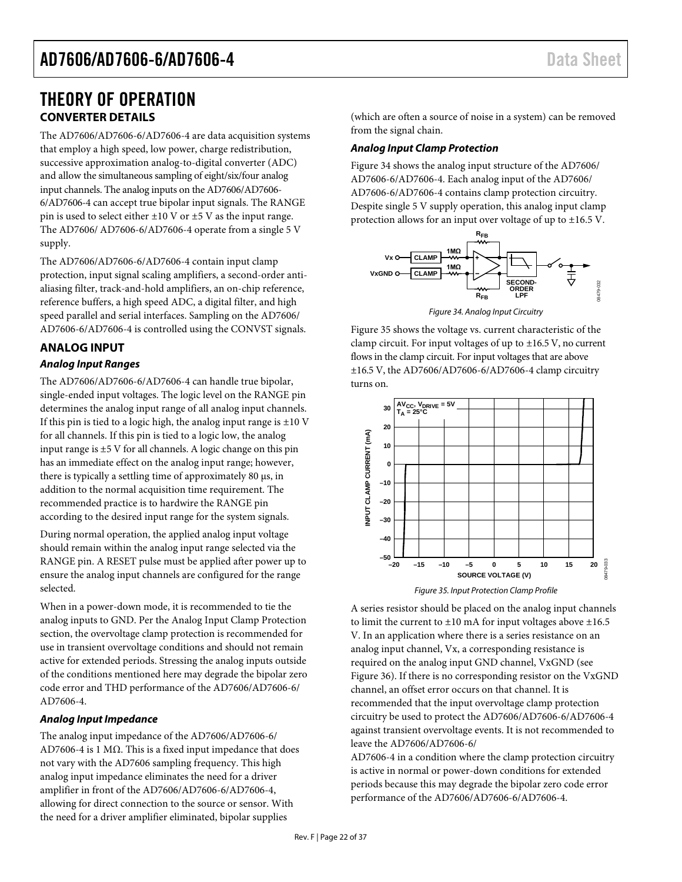# THEORY OF OPERATION

## CONVERTER DETAILS

The AD7606/AD7606-6/AD7606-4 are data acquisition systems that employ a high speed, low power, charge redistribution, successive approximation analog-to-digital converter (ADC) and allow the simultaneous sampling of eight/six/four analog input channels. The analog inputs on the AD7606/AD7606-6/AD7606-4 can accept true bipolar input signals. The RANGE pin is used to select either ±10 V or ±5 V as the input range. The AD7606/ AD7606-6/AD7606-4 operate from a single 5 V supply.

The AD7606/AD7606-6/AD7606-4 contain input clamp protection, input signal scaling amplifiers, a second-order anti-aliasing filter, track-and-hold amplifiers, an on-chip reference, reference buffers, a high speed ADC, a digital filter, and high speed parallel and serial interfaces. Sampling on the AD7606/AD7606-6/AD7606-4 is controlled using the CONVST signals.

## ANALOG INPUT

### *Analog Input Ranges*

The AD7606/AD7606-6/AD7606-4 can handle true bipolar, single-ended input voltages. The logic level on the RANGE pin determines the analog input range of all analog input channels. If this pin is tied to a logic high, the analog input range is ±10 V for all channels. If this pin is tied to a logic low, the analog input range is ±5 V for all channels. A logic change on this pin has an immediate effect on the analog input range; however, there is typically a settling time of approximately 80 µs, in addition to the normal acquisition time requirement. The recommended practice is to hardwire the RANGE pin according to the desired input range for the system signals.

During normal operation, the applied analog input voltage should remain within the analog input range selected via the RANGE pin. A RESET pulse must be applied after power up to ensure the analog input channels are configured for the range selected.

When in a power-down mode, it is recommended to tie the analog inputs to GND. Per the Analog Input Clamp Protection section, the overvoltage clamp protection is recommended for use in transient overvoltage conditions and should not remain active for extended periods. Stressing the analog inputs outside of the conditions mentioned here may degrade the bipolar zero code error and THD performance of the AD7606/AD7606-6/ AD7606-4.

### *Analog Input Impedance*

The analog input impedance of the AD7606/AD7606-6/ AD7606-4 is 1 MΩ. This is a fixed input impedance that does not vary with the AD7606 sampling frequency. This high analog input impedance eliminates the need for a driver amplifier in front of the AD7606/AD7606-6/AD7606-4, allowing for direct connection to the source or sensor. With the need for a driver amplifier eliminated, bipolar supplies (which are often a source of noise in a system) can be removed from the signal chain.

### *Analog Input Clamp Protection*

Figure 34 shows the analog input structure of the AD7606/ AD7606-6/AD7606-4. Each analog input of the AD7606/ AD7606-6/AD7606-4 contains clamp protection circuitry. Despite single 5 V supply operation, this analog input clamp protection allows for an input over voltage of up to ±16.5 V.

*Figure 34. Analog Input Circuitry*

Figure 35 shows the voltage vs. current characteristic of the clamp circuit. For input voltages of up to ±16.5 V, no current flows in the clamp circuit. For input voltages that are above ±16.5 V, the AD7606/AD7606-6/AD7606-4 clamp circuitry turns on.

*Figure 35. Input Protection Clamp Profile*

A series resistor should be placed on the analog input channels to limit the current to ±10 mA for input voltages above ±16.5 V. In an application where there is a series resistance on an analog input channel, Vx, a corresponding resistance is required on the analog input GND channel, VxGND (see Figure 36). If there is no corresponding resistor on the VxGND channel, an offset error occurs on that channel. It is recommended that the input overvoltage clamp protection circuitry be used to protect the AD7606/AD7606-6/AD7606-4 against transient overvoltage events. It is not recommended to leave the AD7606/AD7606-6/ AD7606-4 in a condition where the clamp protection circuitry is active in normal or power-down conditions for extended periods because this may degrade the bipolar zero code error performance of the AD7606/AD7606-6/AD7606-4.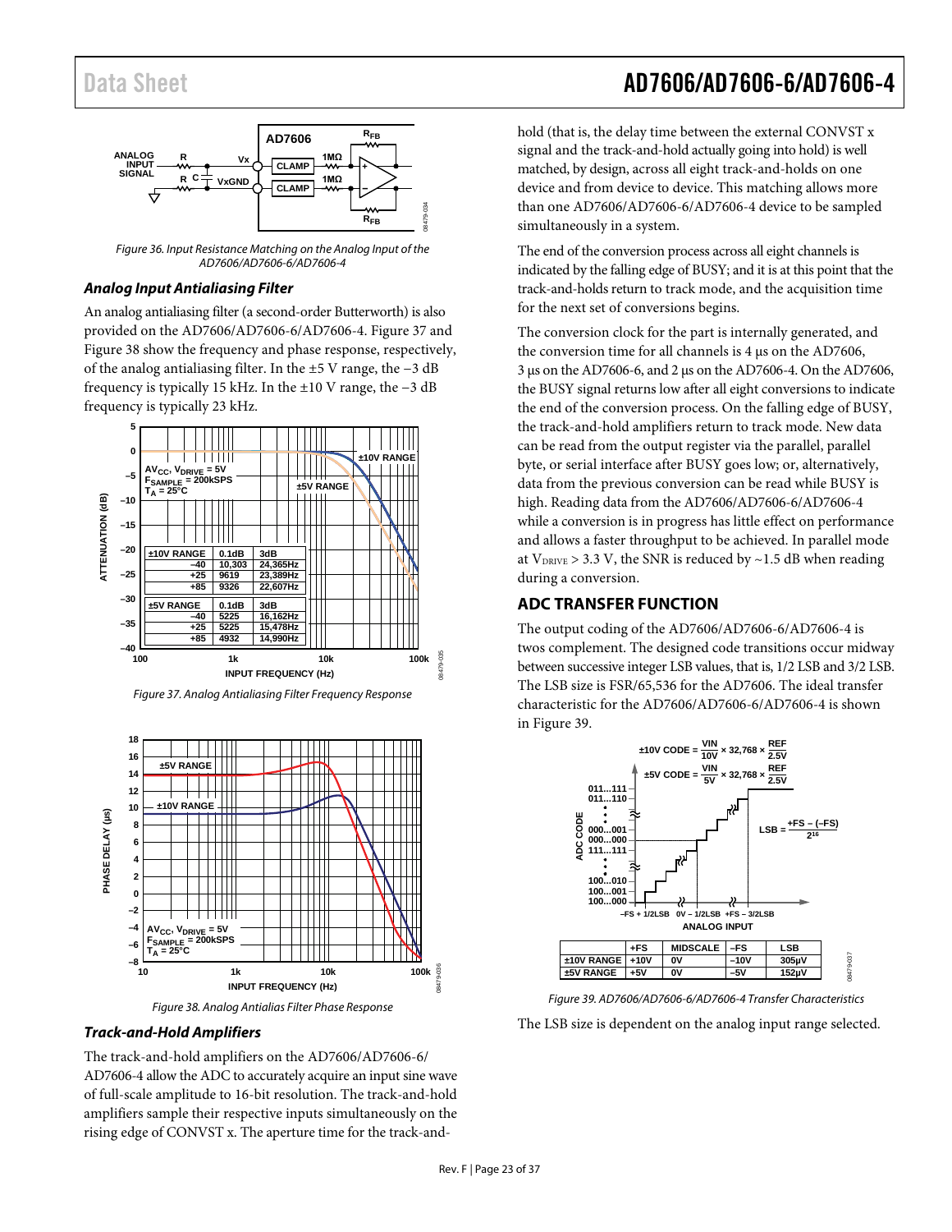Figure 36. Input Resistance Matching on the Analog Input of the AD7606/AD7606-6/AD7606-4

### *Analog Input Antialiasing Filter*

An analog antialiasing filter (a second-order Butterworth) is also provided on the AD7606/AD7606-6/AD7606-4. Figure 37 and Figure 38 show the frequency and phase response, respectively, of the analog antialiasing filter. In the ±5 V range, the −3 dB frequency is typically 15 kHz. In the ±10 V range, the −3 dB frequency is typically 23 kHz.

| ±10V RANGE | 0.1dB | 3dB |
|---|---|---|
| −40 | 10,303 | 24,365Hz |
| +25 | 9619 | 23,389Hz |
| +85 | 9326 | 22,607Hz |

| ±5V RANGE | 0.1dB | 3dB |
|---|---|---|
| −40 | 5225 | 16,162Hz |
| +25 | 5225 | 15,478Hz |
| +85 | 4932 | 14,990Hz |

Figure 37. Analog Antialiasing Filter Frequency Response

Figure 38. Analog Antialias Filter Phase Response

### *Track-and-Hold Amplifiers*

The track-and-hold amplifiers on the AD7606/AD7606-6/AD7606-4 allow the ADC to accurately acquire an input sine wave of full-scale amplitude to 16-bit resolution. The track-and-hold amplifiers sample their respective inputs simultaneously on the rising edge of CONVST x. The aperture time for the track-and-hold (that is, the delay time between the external CONVST x signal and the track-and-hold actually going into hold) is well matched, by design, across all eight track-and-holds on one device and from device to device. This matching allows more than one AD7606/AD7606-6/AD7606-4 device to be sampled simultaneously in a system.

The end of the conversion process across all eight channels is indicated by the falling edge of BUSY; and it is at this point that the track-and-holds return to track mode, and the acquisition time for the next set of conversions begins.

The conversion clock for the part is internally generated, and the conversion time for all channels is 4 µs on the AD7606, 3 µs on the AD7606-6, and 2 µs on the AD7606-4. On the AD7606, the BUSY signal returns low after all eight conversions to indicate the end of the conversion process. On the falling edge of BUSY, the track-and-hold amplifiers return to track mode. New data can be read from the output register via the parallel, parallel byte, or serial interface after BUSY goes low; or, alternatively, data from the previous conversion can be read while BUSY is high. Reading data from the AD7606/AD7606-6/AD7606-4 while a conversion is in progress has little effect on performance and allows a faster throughput to be achieved. In parallel mode at $V_{DRIVE}$ > 3.3 V, the SNR is reduced by ~1.5 dB when reading during a conversion.

## ADC TRANSFER FUNCTION

The output coding of the AD7606/AD7606-6/AD7606-4 is twos complement. The designed code transitions occur midway between successive integer LSB values, that is, 1/2 LSB and 3/2 LSB. The LSB size is FSR/65,536 for the AD7606. The ideal transfer characteristic for the AD7606/AD7606-6/AD7606-4 is shown in Figure 39.

$$\pm 10V\ CODE = \frac{VIN}{10V} \times 32{,}768 \times \frac{REF}{2.5V}$$

$$\pm 5V\ CODE = \frac{VIN}{5V} \times 32{,}768 \times \frac{REF}{2.5V}$$

$$LSB = \frac{+FS - (-FS)}{2^{16}}$$

| | +FS | MIDSCALE | −FS | LSB |
|---|---|---|---|---|
| ±10V RANGE | +10V | 0V | −10V | 305µV |
| ±5V RANGE | +5V | 0V | −5V | 152µV |

Figure 39. AD7606/AD7606-6/AD7606-4 Transfer Characteristics

The LSB size is dependent on the analog input range selected.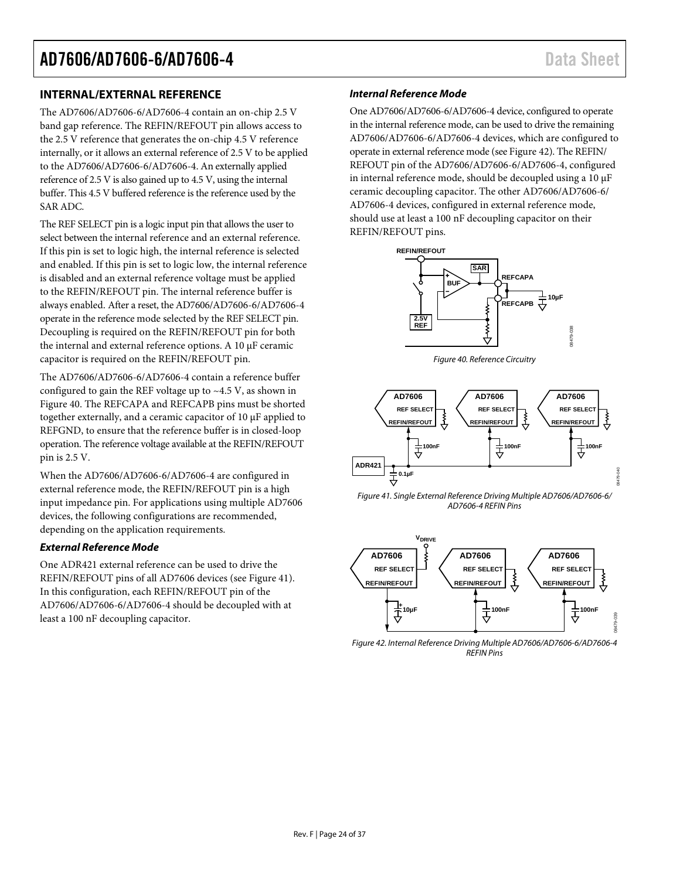## INTERNAL/EXTERNAL REFERENCE

The AD7606/AD7606-6/AD7606-4 contain an on-chip 2.5 V band gap reference. The REFIN/REFOUT pin allows access to the 2.5 V reference that generates the on-chip 4.5 V reference internally, or it allows an external reference of 2.5 V to be applied to the AD7606/AD7606-6/AD7606-4. An externally applied reference of 2.5 V is also gained up to 4.5 V, using the internal buffer. This 4.5 V buffered reference is the reference used by the SAR ADC.

The REF SELECT pin is a logic input pin that allows the user to select between the internal reference and an external reference. If this pin is set to logic high, the internal reference is selected and enabled. If this pin is set to logic low, the internal reference is disabled and an external reference voltage must be applied to the REFIN/REFOUT pin. The internal reference buffer is always enabled. After a reset, the AD7606/AD7606-6/AD7606-4 operate in the reference mode selected by the REF SELECT pin. Decoupling is required on the REFIN/REFOUT pin for both the internal and external reference options. A 10 µF ceramic capacitor is required on the REFIN/REFOUT pin.

The AD7606/AD7606-6/AD7606-4 contain a reference buffer configured to gain the REF voltage up to ~4.5 V, as shown in Figure 40. The REFCAPA and REFCAPB pins must be shorted together externally, and a ceramic capacitor of 10 µF applied to REFGND, to ensure that the reference buffer is in closed-loop operation. The reference voltage available at the REFIN/REFOUT pin is 2.5 V.

When the AD7606/AD7606-6/AD7606-4 are configured in external reference mode, the REFIN/REFOUT pin is a high input impedance pin. For applications using multiple AD7606 devices, the following configurations are recommended, depending on the application requirements.

### *External Reference Mode*

One ADR421 external reference can be used to drive the REFIN/REFOUT pins of all AD7606 devices (see Figure 41). In this configuration, each REFIN/REFOUT pin of the AD7606/AD7606-6/AD7606-4 should be decoupled with at least a 100 nF decoupling capacitor.

### *Internal Reference Mode*

One AD7606/AD7606-6/AD7606-4 device, configured to operate in the internal reference mode, can be used to drive the remaining AD7606/AD7606-6/AD7606-4 devices, which are configured to operate in external reference mode (see Figure 42). The REFIN/REFOUT pin of the AD7606/AD7606-6/AD7606-4, configured in internal reference mode, should be decoupled using a 10 µF ceramic decoupling capacitor. The other AD7606/AD7606-6/AD7606-4 devices, configured in external reference mode, should use at least a 100 nF decoupling capacitor on their REFIN/REFOUT pins.

*Figure 40. Reference Circuitry*

*Figure 41. Single External Reference Driving Multiple AD7606/AD7606-6/AD7606-4 REFIN Pins*

*Figure 42. Internal Reference Driving Multiple AD7606/AD7606-6/AD7606-4 REFIN Pins*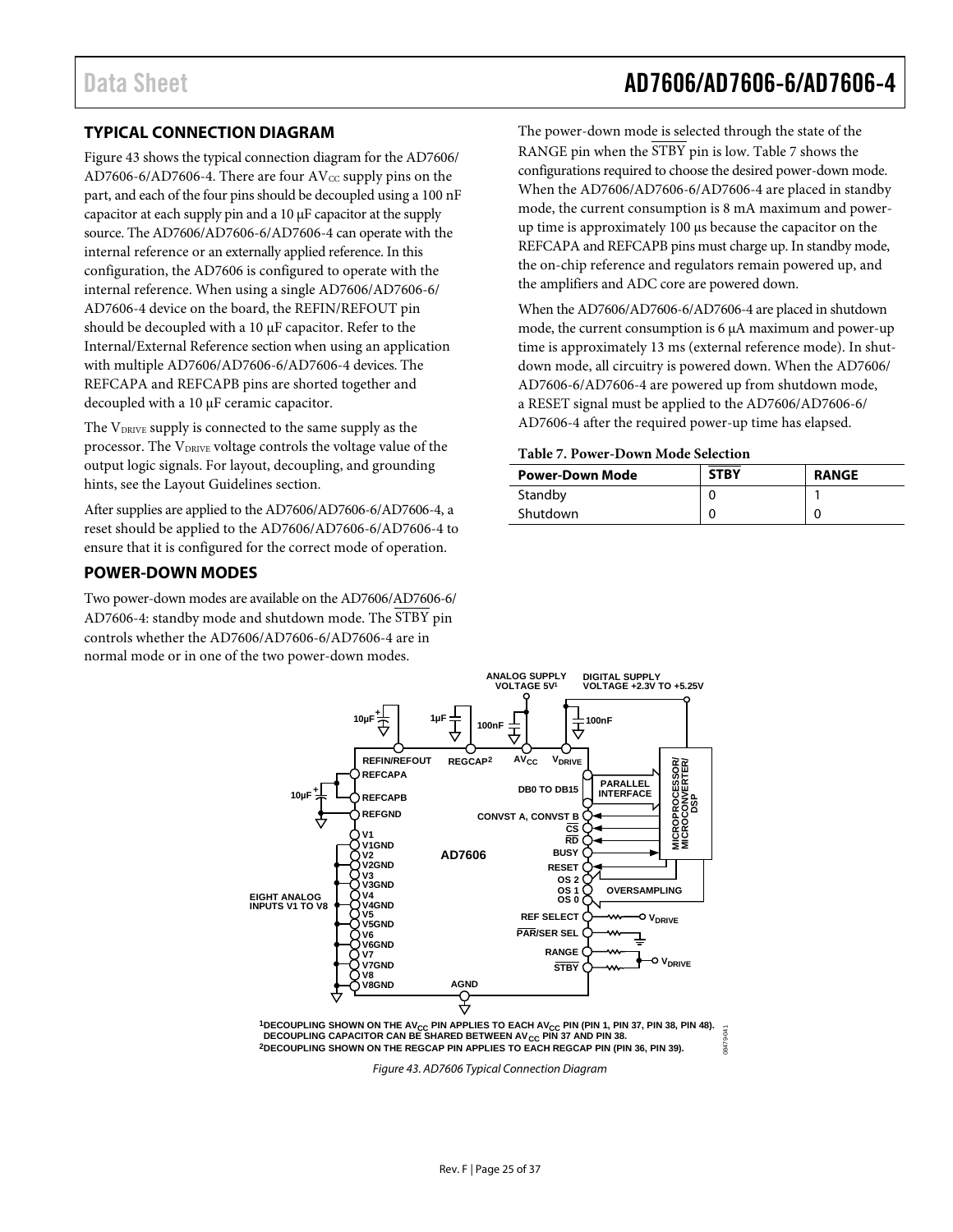## TYPICAL CONNECTION DIAGRAM

Figure 43 shows the typical connection diagram for the AD7606/AD7606-6/AD7606-4. There are four $AV_{CC}$ supply pins on the part, and each of the four pins should be decoupled using a 100 nF capacitor at each supply pin and a 10 µF capacitor at the supply source. The AD7606/AD7606-6/AD7606-4 can operate with the internal reference or an externally applied reference. In this configuration, the AD7606 is configured to operate with the internal reference. When using a single AD7606/AD7606-6/AD7606-4 device on the board, the REFIN/REFOUT pin should be decoupled with a 10 µF capacitor. Refer to the Internal/External Reference section when using an application with multiple AD7606/AD7606-6/AD7606-4 devices. The REFCAPA and REFCAPB pins are shorted together and decoupled with a 10 µF ceramic capacitor.

The $V_{DRIVE}$ supply is connected to the same supply as the processor. The $V_{DRIVE}$ voltage controls the voltage value of the output logic signals. For layout, decoupling, and grounding hints, see the Layout Guidelines section.

After supplies are applied to the AD7606/AD7606-6/AD7606-4, a reset should be applied to the AD7606/AD7606-6/AD7606-4 to ensure that it is configured for the correct mode of operation.

## POWER-DOWN MODES

Two power-down modes are available on the AD7606/AD7606-6/AD7606-4: standby mode and shutdown mode. The $\overline{STBY}$ pin controls whether the AD7606/AD7606-6/AD7606-4 are in normal mode or in one of the two power-down modes.

The power-down mode is selected through the state of the RANGE pin when the $\overline{STBY}$ pin is low. Table 7 shows the configurations required to choose the desired power-down mode. When the AD7606/AD7606-6/AD7606-4 are placed in standby mode, the current consumption is 8 mA maximum and power-up time is approximately 100 µs because the capacitor on the REFCAPA and REFCAPB pins must charge up. In standby mode, the on-chip reference and regulators remain powered up, and the amplifiers and ADC core are powered down.

When the AD7606/AD7606-6/AD7606-4 are placed in shutdown mode, the current consumption is 6 µA maximum and power-up time is approximately 13 ms (external reference mode). In shutdown mode, all circuitry is powered down. When the AD7606/AD7606-6/AD7606-4 are powered up from shutdown mode, a RESET signal must be applied to the AD7606/AD7606-6/AD7606-4 after the required power-up time has elapsed.

**Table 7. Power-Down Mode Selection**

| Power-Down Mode | $\overline{STBY}$ | RANGE |
|---|---|---|
| Standby | 0 | 1 |
| Shutdown | 0 | 0 |

[1]DECOUPLING SHOWN ON THE $AV_{CC}$ PIN APPLIES TO EACH $AV_{CC}$ PIN (PIN 1, PIN 37, PIN 38, PIN 48). DECOUPLING CAPACITOR CAN BE SHARED BETWEEN $AV_{CC}$ PIN 37 AND PIN 38.
[2]DECOUPLING SHOWN ON THE REGCAP PIN APPLIES TO EACH REGCAP PIN (PIN 36, PIN 39).

*Figure 43. AD7606 Typical Connection Diagram*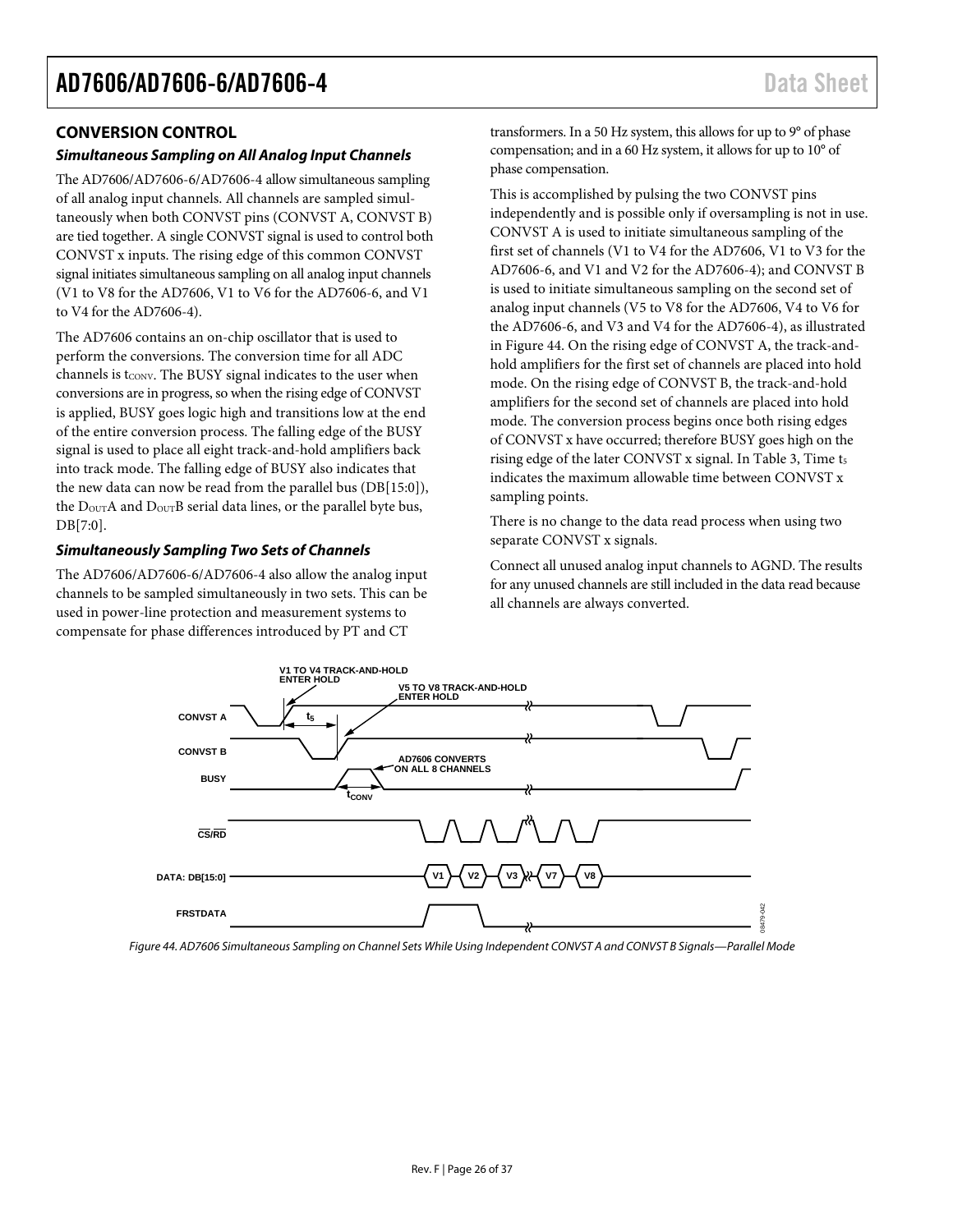## CONVERSION CONTROL

### *Simultaneous Sampling on All Analog Input Channels*

The AD7606/AD7606-6/AD7606-4 allow simultaneous sampling of all analog input channels. All channels are sampled simultaneously when both CONVST pins (CONVST A, CONVST B) are tied together. A single CONVST signal is used to control both CONVST x inputs. The rising edge of this common CONVST signal initiates simultaneous sampling on all analog input channels (V1 to V8 for the AD7606, V1 to V6 for the AD7606-6, and V1 to V4 for the AD7606-4).

The AD7606 contains an on-chip oscillator that is used to perform the conversions. The conversion time for all ADC channels is $t_{CONV}$. The BUSY signal indicates to the user when conversions are in progress, so when the rising edge of CONVST is applied, BUSY goes logic high and transitions low at the end of the entire conversion process. The falling edge of the BUSY signal is used to place all eight track-and-hold amplifiers back into track mode. The falling edge of BUSY also indicates that the new data can now be read from the parallel bus (DB[15:0]), the $D_{OUT}$A and $D_{OUT}$B serial data lines, or the parallel byte bus, DB[7:0].

### *Simultaneously Sampling Two Sets of Channels*

The AD7606/AD7606-6/AD7606-4 also allow the analog input channels to be sampled simultaneously in two sets. This can be used in power-line protection and measurement systems to compensate for phase differences introduced by PT and CT transformers. In a 50 Hz system, this allows for up to 9° of phase compensation; and in a 60 Hz system, it allows for up to 10° of phase compensation.

This is accomplished by pulsing the two CONVST pins independently and is possible only if oversampling is not in use. CONVST A is used to initiate simultaneous sampling of the first set of channels (V1 to V4 for the AD7606, V1 to V3 for the AD7606-6, and V1 and V2 for the AD7606-4); and CONVST B is used to initiate simultaneous sampling on the second set of analog input channels (V5 to V8 for the AD7606, V4 to V6 for the AD7606-6, and V3 and V4 for the AD7606-4), as illustrated in Figure 44. On the rising edge of CONVST A, the track-and-hold amplifiers for the first set of channels are placed into hold mode. On the rising edge of CONVST B, the track-and-hold amplifiers for the second set of channels are placed into hold mode. The conversion process begins once both rising edges of CONVST x have occurred; therefore BUSY goes high on the rising edge of the later CONVST x signal. In Table 3, Time $t_5$ indicates the maximum allowable time between CONVST x sampling points.

There is no change to the data read process when using two separate CONVST x signals.

Connect all unused analog input channels to AGND. The results for any unused channels are still included in the data read because all channels are always converted.

*Figure 44. AD7606 Simultaneous Sampling on Channel Sets While Using Independent CONVST A and CONVST B Signals—Parallel Mode*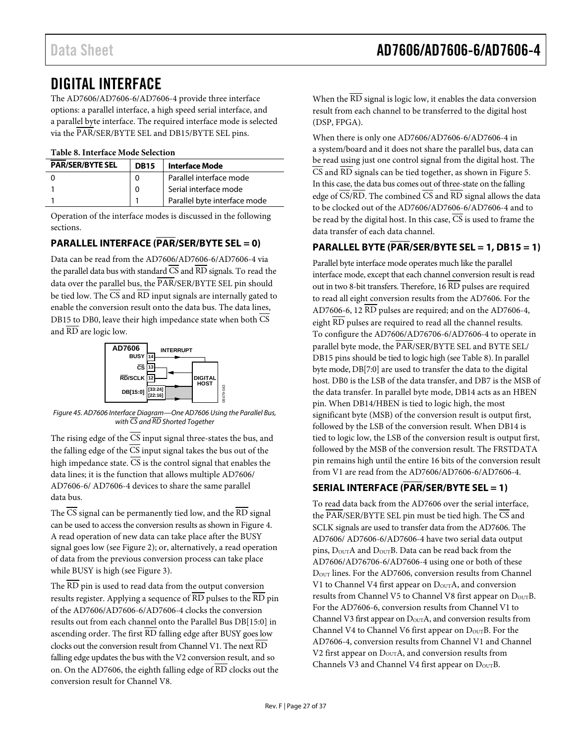# DIGITAL INTERFACE

The AD7606/AD7606-6/AD7606-4 provide three interface options: a parallel interface, a high speed serial interface, and a parallel byte interface. The required interface mode is selected via the PAR/SER/BYTE SEL and DB15/BYTE SEL pins.

**Table 8. Interface Mode Selection**

| PAR/SER/BYTE SEL | DB15 | Interface Mode |
|---|---|---|
| 0 | 0 | Parallel interface mode |
| 1 | 0 | Serial interface mode |
| 1 | 1 | Parallel byte interface mode |

Operation of the interface modes is discussed in the following sections.

## PARALLEL INTERFACE (PAR/SER/BYTE SEL = 0)

Data can be read from the AD7606/AD7606-6/AD7606-4 via the parallel data bus with standard CS and RD signals. To read the data over the parallel bus, the PAR/SER/BYTE SEL pin should be tied low. The CS and RD input signals are internally gated to enable the conversion result onto the data bus. The data lines, DB15 to DB0, leave their high impedance state when both CS and RD are logic low.

*Figure 45. AD7606 Interface Diagram—One AD7606 Using the Parallel Bus, with CS and RD Shorted Together*

The rising edge of the CS input signal three-states the bus, and the falling edge of the CS input signal takes the bus out of the high impedance state. CS is the control signal that enables the data lines; it is the function that allows multiple AD7606/ AD7606-6/ AD7606-4 devices to share the same parallel data bus.

The CS signal can be permanently tied low, and the RD signal can be used to access the conversion results as shown in Figure 4. A read operation of new data can take place after the BUSY signal goes low (see Figure 2); or, alternatively, a read operation of data from the previous conversion process can take place while BUSY is high (see Figure 3).

The RD pin is used to read data from the output conversion results register. Applying a sequence of RD pulses to the RD pin of the AD7606/AD7606-6/AD7606-4 clocks the conversion results out from each channel onto the Parallel Bus DB[15:0] in ascending order. The first RD falling edge after BUSY goes low clocks out the conversion result from Channel V1. The next RD falling edge updates the bus with the V2 conversion result, and so on. On the AD7606, the eighth falling edge of RD clocks out the conversion result for Channel V8.

When the RD signal is logic low, it enables the data conversion result from each channel to be transferred to the digital host (DSP, FPGA).

When there is only one AD7606/AD7606-6/AD7606-4 in a system/board and it does not share the parallel bus, data can be read using just one control signal from the digital host. The CS and RD signals can be tied together, as shown in Figure 5. In this case, the data bus comes out of three-state on the falling edge of CS/RD. The combined CS and RD signal allows the data to be clocked out of the AD7606/AD7606-6/AD7606-4 and to be read by the digital host. In this case, CS is used to frame the data transfer of each data channel.

## PARALLEL BYTE (PAR/SER/BYTE SEL = 1, DB15 = 1)

Parallel byte interface mode operates much like the parallel interface mode, except that each channel conversion result is read out in two 8-bit transfers. Therefore, 16 RD pulses are required to read all eight conversion results from the AD7606. For the AD7606-6, 12 RD pulses are required; and on the AD7606-4, eight RD pulses are required to read all the channel results. To configure the AD7606/AD76706-6/AD7606-4 to operate in parallel byte mode, the PAR/SER/BYTE SEL and BYTE SEL/ DB15 pins should be tied to logic high (see Table 8). In parallel byte mode, DB[7:0] are used to transfer the data to the digital host. DB0 is the LSB of the data transfer, and DB7 is the MSB of the data transfer. In parallel byte mode, DB14 acts as an HBEN pin. When DB14/HBEN is tied to logic high, the most significant byte (MSB) of the conversion result is output first, followed by the LSB of the conversion result. When DB14 is tied to logic low, the LSB of the conversion result is output first, followed by the MSB of the conversion result. The FRSTDATA pin remains high until the entire 16 bits of the conversion result from V1 are read from the AD7606/AD7606-6/AD7606-4.

## SERIAL INTERFACE (PAR/SER/BYTE SEL = 1)

To read data back from the AD7606 over the serial interface, the PAR/SER/BYTE SEL pin must be tied high. The CS and SCLK signals are used to transfer data from the AD7606. The AD7606/ AD7606-6/AD7606-4 have two serial data output pins, $D_{OUT}$A and $D_{OUT}$B. Data can be read back from the AD7606/AD76706-6/AD7606-4 using one or both of these $D_{OUT}$ lines. For the AD7606, conversion results from Channel V1 to Channel V4 first appear on $D_{OUT}$A, and conversion results from Channel V5 to Channel V8 first appear on $D_{OUT}$B. For the AD7606-6, conversion results from Channel V1 to Channel V3 first appear on $D_{OUT}$A, and conversion results from Channel V4 to Channel V6 first appear on $D_{OUT}$B. For the AD7606-4, conversion results from Channel V1 and Channel V2 first appear on $D_{OUT}$A, and conversion results from Channels V3 and Channel V4 first appear on $D_{OUT}$B.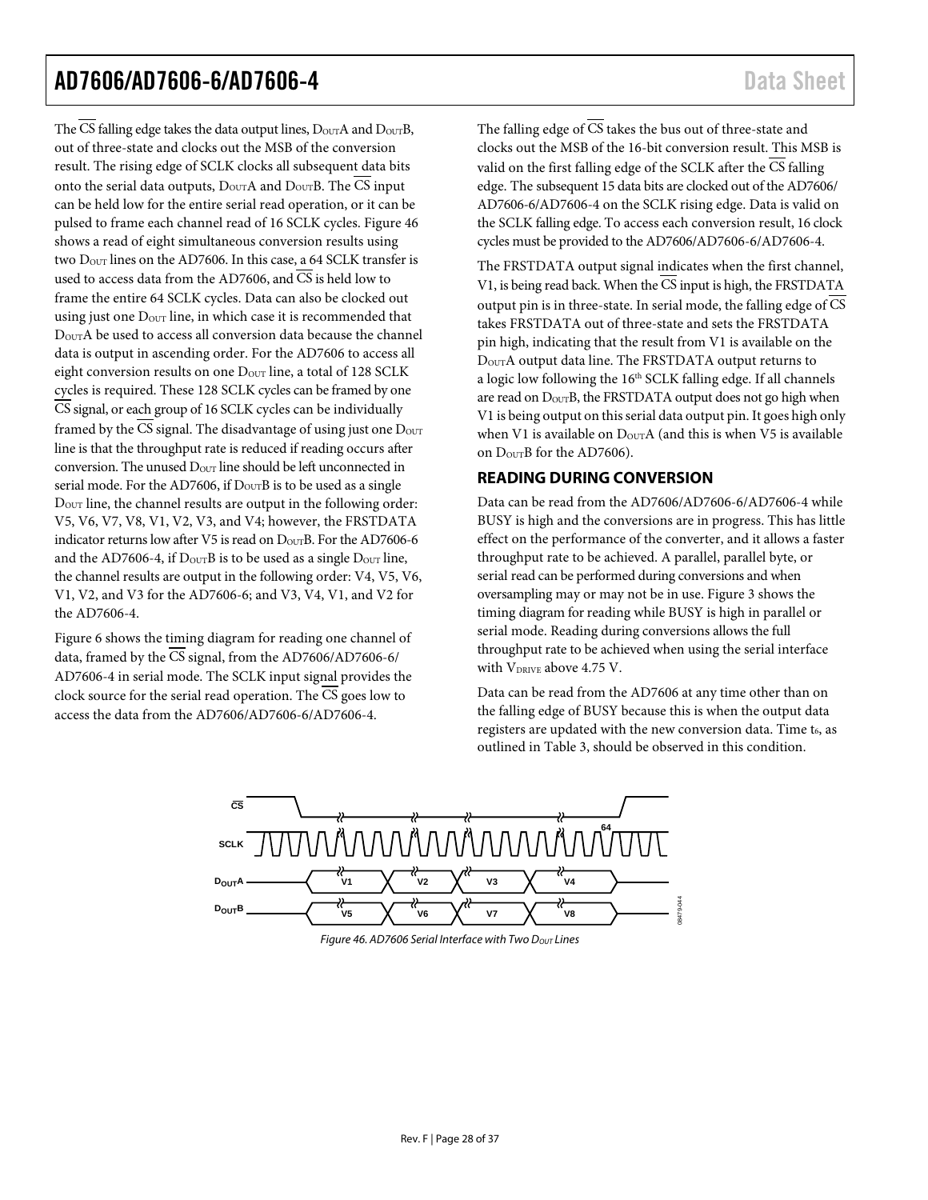The $\overline{CS}$ falling edge takes the data output lines, $D_{OUT}A$ and $D_{OUT}B$, out of three-state and clocks out the MSB of the conversion result. The rising edge of SCLK clocks all subsequent data bits onto the serial data outputs, $D_{OUT}A$ and $D_{OUT}B$. The $\overline{CS}$ input can be held low for the entire serial read operation, or it can be pulsed to frame each channel read of 16 SCLK cycles. Figure 46 shows a read of eight simultaneous conversion results using two $D_{OUT}$ lines on the AD7606. In this case, a 64 SCLK transfer is used to access data from the AD7606, and $\overline{CS}$ is held low to frame the entire 64 SCLK cycles. Data can also be clocked out using just one $D_{OUT}$ line, in which case it is recommended that $D_{OUT}A$ be used to access all conversion data because the channel data is output in ascending order. For the AD7606 to access all eight conversion results on one $D_{OUT}$ line, a total of 128 SCLK cycles is required. These 128 SCLK cycles can be framed by one $\overline{CS}$ signal, or each group of 16 SCLK cycles can be individually framed by the $\overline{CS}$ signal. The disadvantage of using just one $D_{OUT}$ line is that the throughput rate is reduced if reading occurs after conversion. The unused $D_{OUT}$ line should be left unconnected in serial mode. For the AD7606, if $D_{OUT}B$ is to be used as a single $D_{OUT}$ line, the channel results are output in the following order: V5, V6, V7, V8, V1, V2, V3, and V4; however, the FRSTDATA indicator returns low after V5 is read on $D_{OUT}B$. For the AD7606-6 and the AD7606-4, if $D_{OUT}B$ is to be used as a single $D_{OUT}$ line, the channel results are output in the following order: V4, V5, V6, V1, V2, and V3 for the AD7606-6; and V3, V4, V1, and V2 for the AD7606-4.

Figure 6 shows the timing diagram for reading one channel of data, framed by the $\overline{CS}$ signal, from the AD7606/AD7606-6/AD7606-4 in serial mode. The SCLK input signal provides the clock source for the serial read operation. The $\overline{CS}$ goes low to access the data from the AD7606/AD7606-6/AD7606-4.

The falling edge of $\overline{CS}$ takes the bus out of three-state and clocks out the MSB of the 16-bit conversion result. This MSB is valid on the first falling edge of the SCLK after the $\overline{CS}$ falling edge. The subsequent 15 data bits are clocked out of the AD7606/AD7606-6/AD7606-4 on the SCLK rising edge. Data is valid on the SCLK falling edge. To access each conversion result, 16 clock cycles must be provided to the AD7606/AD7606-6/AD7606-4.

The FRSTDATA output signal indicates when the first channel, V1, is being read back. When the $\overline{CS}$ input is high, the FRSTDATA output pin is in three-state. In serial mode, the falling edge of $\overline{CS}$ takes FRSTDATA out of three-state and sets the FRSTDATA pin high, indicating that the result from V1 is available on the $D_{OUT}A$ output data line. The FRSTDATA output returns to a logic low following the 16th SCLK falling edge. If all channels are read on $D_{OUT}B$, the FRSTDATA output does not go high when V1 is being output on this serial data output pin. It goes high only when V1 is available on $D_{OUT}A$ (and this is when V5 is available on $D_{OUT}B$ for the AD7606).

## READING DURING CONVERSION

Data can be read from the AD7606/AD7606-6/AD7606-4 while BUSY is high and the conversions are in progress. This has little effect on the performance of the converter, and it allows a faster throughput rate to be achieved. A parallel, parallel byte, or serial read can be performed during conversions and when oversampling may or may not be in use. Figure 3 shows the timing diagram for reading while BUSY is high in parallel or serial mode. Reading during conversions allows the full throughput rate to be achieved when using the serial interface with $V_{DRIVE}$ above 4.75 V.

Data can be read from the AD7606 at any time other than on the falling edge of BUSY because this is when the output data registers are updated with the new conversion data. Time $t_6$, as outlined in Table 3, should be observed in this condition.

*Figure 46. AD7606 Serial Interface with Two $D_{OUT}$ Lines*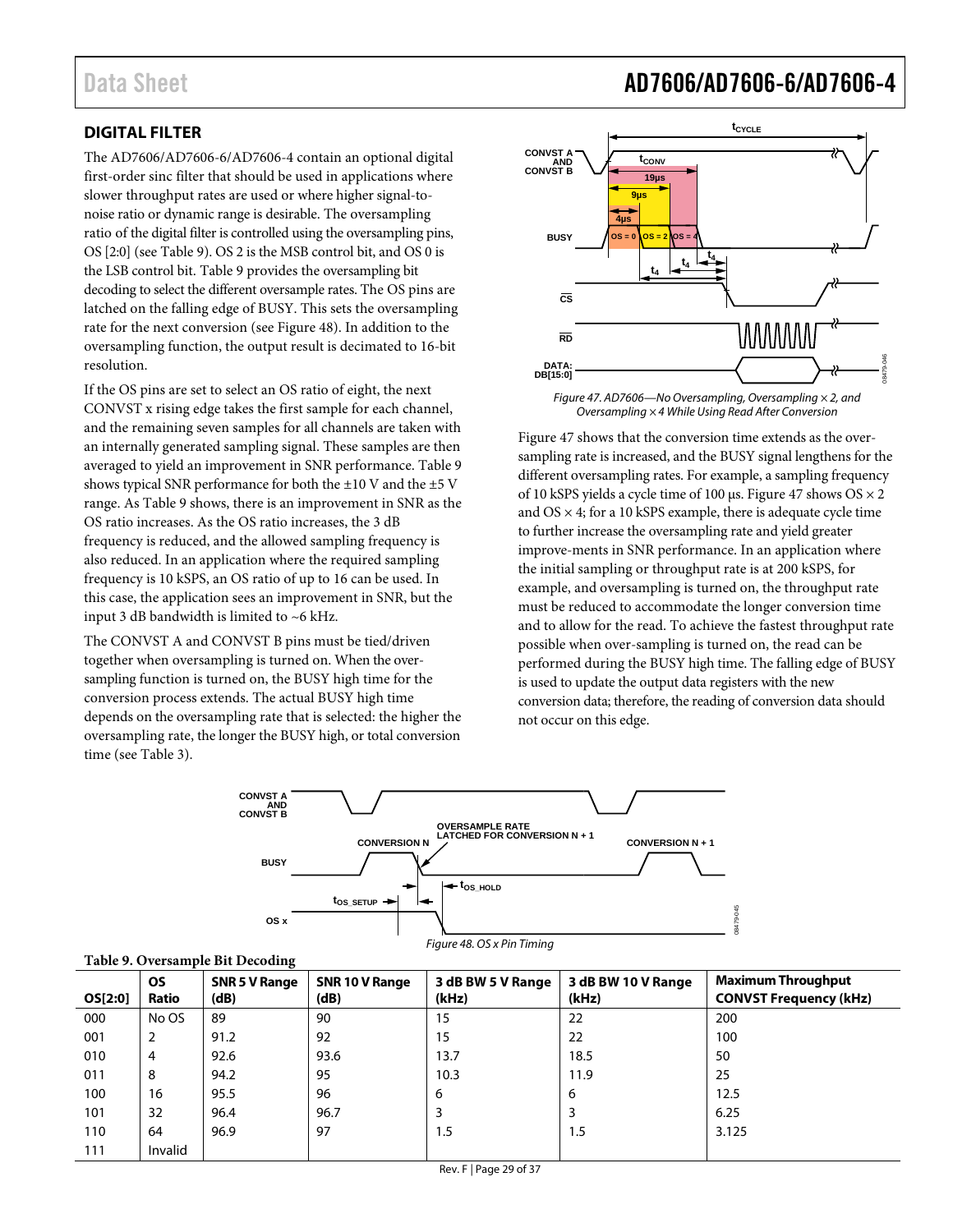## DIGITAL FILTER

The AD7606/AD7606-6/AD7606-4 contain an optional digital first-order sinc filter that should be used in applications where slower throughput rates are used or where higher signal-to-noise ratio or dynamic range is desirable. The oversampling ratio of the digital filter is controlled using the oversampling pins, OS [2:0] (see Table 9). OS 2 is the MSB control bit, and OS 0 is the LSB control bit. Table 9 provides the oversampling bit decoding to select the different oversample rates. The OS pins are latched on the falling edge of BUSY. This sets the oversampling rate for the next conversion (see Figure 48). In addition to the oversampling function, the output result is decimated to 16-bit resolution.

If the OS pins are set to select an OS ratio of eight, the next CONVST x rising edge takes the first sample for each channel, and the remaining seven samples for all channels are taken with an internally generated sampling signal. These samples are then averaged to yield an improvement in SNR performance. Table 9 shows typical SNR performance for both the ±10 V and the ±5 V range. As Table 9 shows, there is an improvement in SNR as the OS ratio increases. As the OS ratio increases, the 3 dB frequency is reduced, and the allowed sampling frequency is also reduced. In an application where the required sampling frequency is 10 kSPS, an OS ratio of up to 16 can be used. In this case, the application sees an improvement in SNR, but the input 3 dB bandwidth is limited to ~6 kHz.

The CONVST A and CONVST B pins must be tied/driven together when oversampling is turned on. When the over-sampling function is turned on, the BUSY high time for the conversion process extends. The actual BUSY high time depends on the oversampling rate that is selected: the higher the oversampling rate, the longer the BUSY high, or total conversion time (see Table 3).

*Figure 47. AD7606—No Oversampling, Oversampling × 2, and Oversampling × 4 While Using Read After Conversion*

Figure 47 shows that the conversion time extends as the over-sampling rate is increased, and the BUSY signal lengthens for the different oversampling rates. For example, a sampling frequency of 10 kSPS yields a cycle time of 100 µs. Figure 47 shows OS × 2 and OS × 4; for a 10 kSPS example, there is adequate cycle time to further increase the oversampling rate and yield greater improve-ments in SNR performance. In an application where the initial sampling or throughput rate is at 200 kSPS, for example, and oversampling is turned on, the throughput rate must be reduced to accommodate the longer conversion time and to allow for the read. To achieve the fastest throughput rate possible when over-sampling is turned on, the read can be performed during the BUSY high time. The falling edge of BUSY is used to update the output data registers with the new conversion data; therefore, the reading of conversion data should not occur on this edge.

*Figure 48. OS x Pin Timing*

**Table 9. Oversample Bit Decoding**

| OS[2:0] | OS Ratio | SNR 5 V Range (dB) | SNR 10 V Range (dB) | 3 dB BW 5 V Range (kHz) | 3 dB BW 10 V Range (kHz) | Maximum Throughput CONVST Frequency (kHz) |
|---|---|---|---|---|---|---|
| 000 | No OS | 89 | 90 | 15 | 22 | 200 |
| 001 | 2 | 91.2 | 92 | 15 | 22 | 100 |
| 010 | 4 | 92.6 | 93.6 | 13.7 | 18.5 | 50 |
| 011 | 8 | 94.2 | 95 | 10.3 | 11.9 | 25 |
| 100 | 16 | 95.5 | 96 | 6 | 6 | 12.5 |
| 101 | 32 | 96.4 | 96.7 | 3 | 3 | 6.25 |
| 110 | 64 | 96.9 | 97 | 1.5 | 1.5 | 3.125 |
| 111 | Invalid | | | | | |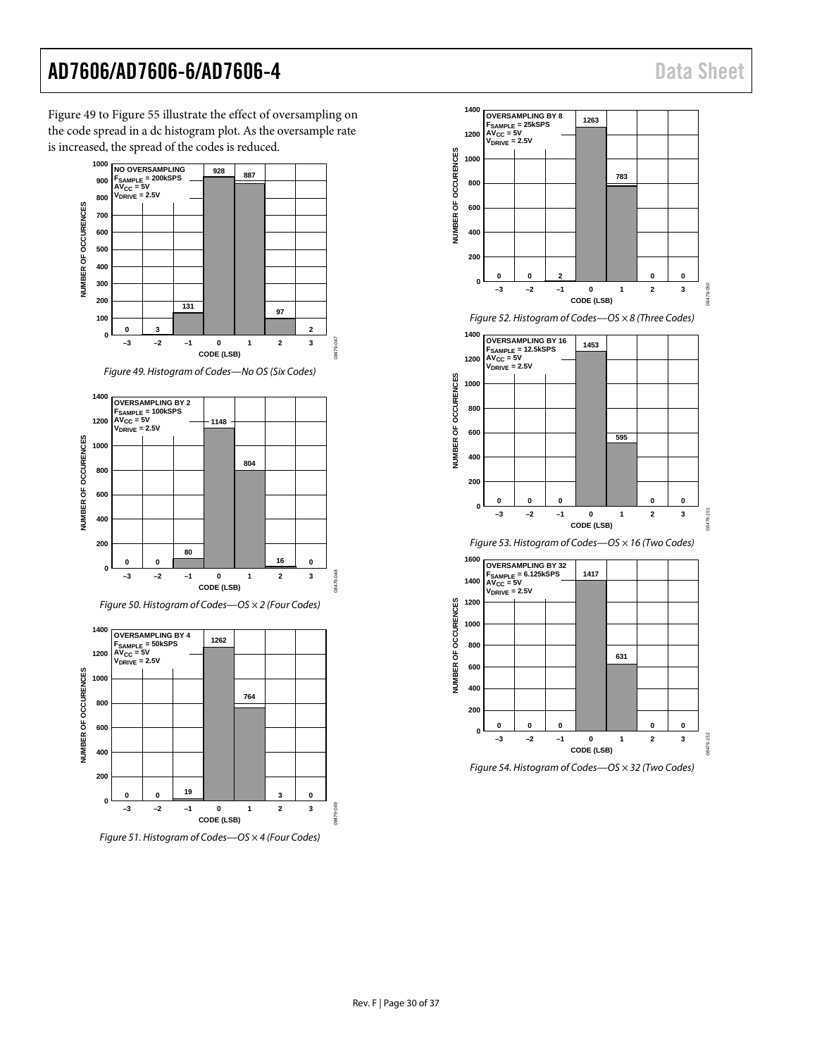Figure 49 to Figure 55 illustrate the effect of oversampling on the code spread in a dc histogram plot. As the oversample rate is increased, the spread of the codes is reduced.

*Figure 49. Histogram of Codes—No OS (Six Codes)*

*Figure 50. Histogram of Codes—OS × 2 (Four Codes)*

*Figure 51. Histogram of Codes—OS × 4 (Four Codes)*

*Figure 52. Histogram of Codes—OS × 8 (Three Codes)*

*Figure 53. Histogram of Codes—OS × 16 (Two Codes)*

*Figure 54. Histogram of Codes—OS × 32 (Two Codes)*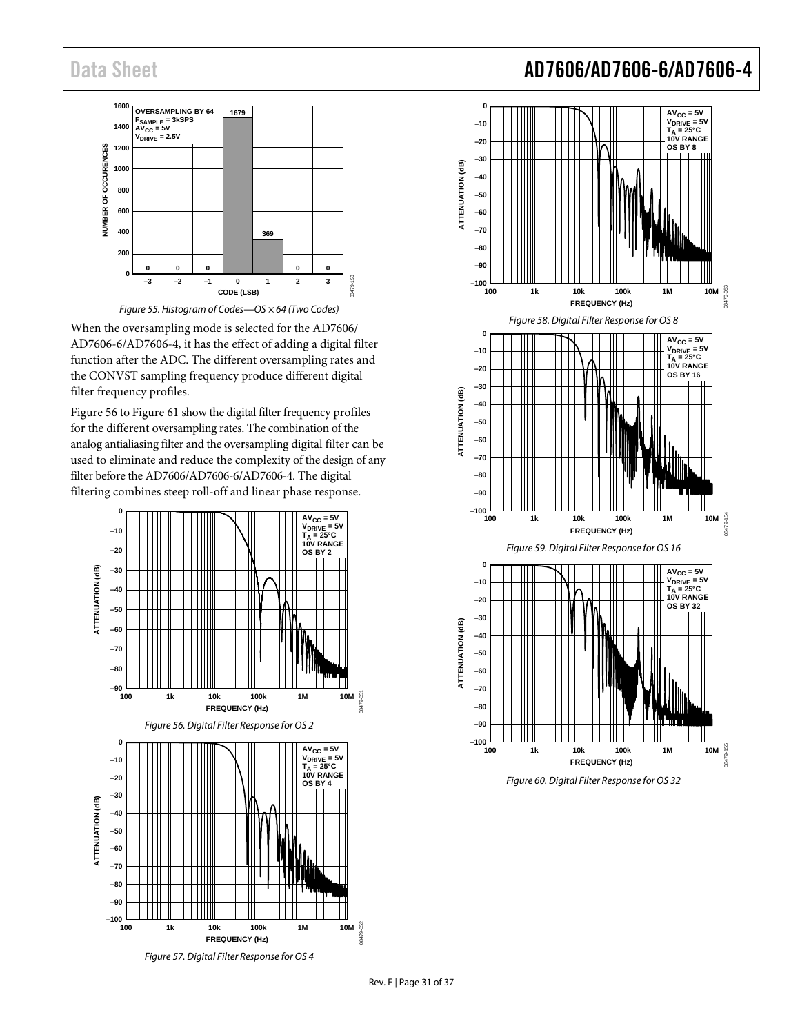Figure 55. Histogram of Codes—OS × 64 (Two Codes)

When the oversampling mode is selected for the AD7606/AD7606-6/AD7606-4, it has the effect of adding a digital filter function after the ADC. The different oversampling rates and the CONVST sampling frequency produce different digital filter frequency profiles.

Figure 56 to Figure 61 show the digital filter frequency profiles for the different oversampling rates. The combination of the analog antialiasing filter and the oversampling digital filter can be used to eliminate and reduce the complexity of the design of any filter before the AD7606/AD7606-6/AD7606-4. The digital filtering combines steep roll-off and linear phase response.

Figure 56. Digital Filter Response for OS 2

Figure 57. Digital Filter Response for OS 4

Figure 58. Digital Filter Response for OS 8

Figure 59. Digital Filter Response for OS 16

Figure 60. Digital Filter Response for OS 32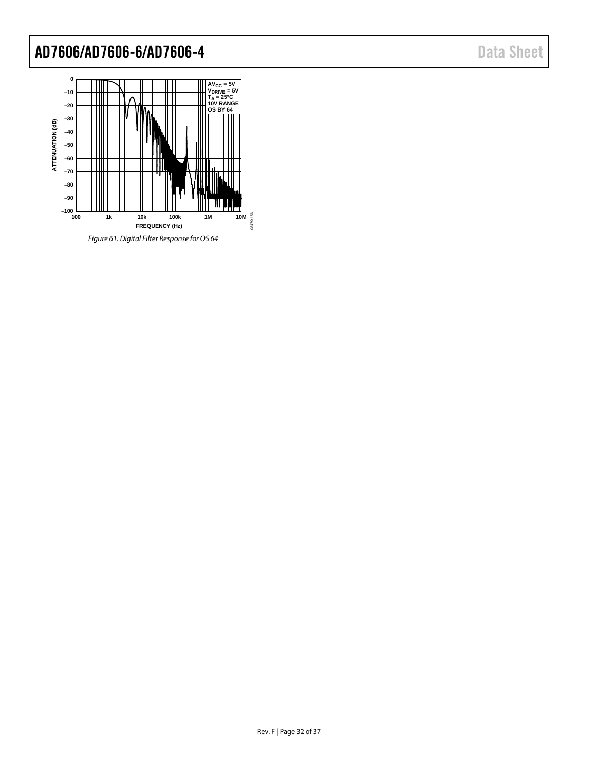Figure 61. Digital Filter Response for OS 64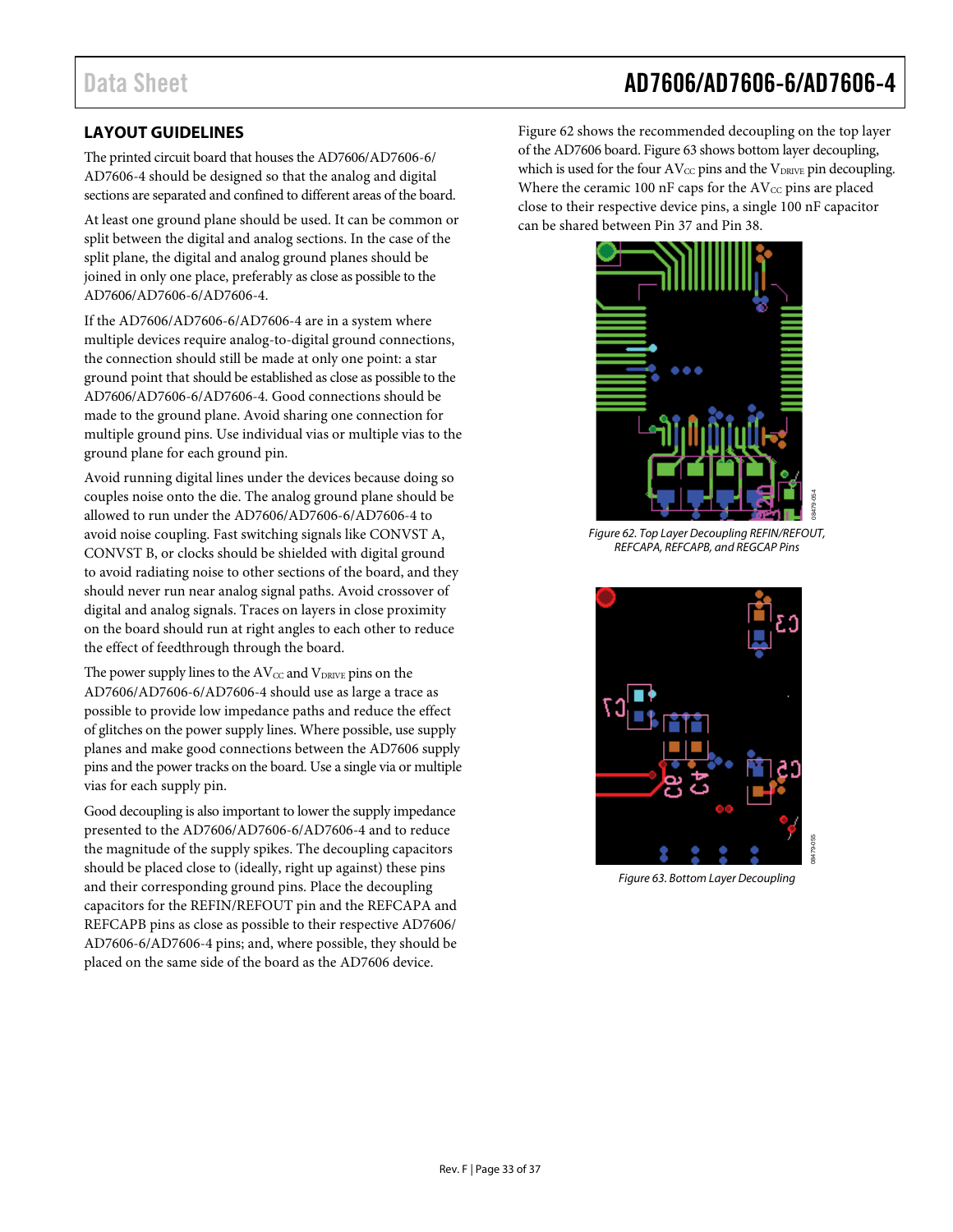## LAYOUT GUIDELINES

The printed circuit board that houses the AD7606/AD7606-6/AD7606-4 should be designed so that the analog and digital sections are separated and confined to different areas of the board.

At least one ground plane should be used. It can be common or split between the digital and analog sections. In the case of the split plane, the digital and analog ground planes should be joined in only one place, preferably as close as possible to the AD7606/AD7606-6/AD7606-4.

If the AD7606/AD7606-6/AD7606-4 are in a system where multiple devices require analog-to-digital ground connections, the connection should still be made at only one point: a star ground point that should be established as close as possible to the AD7606/AD7606-6/AD7606-4. Good connections should be made to the ground plane. Avoid sharing one connection for multiple ground pins. Use individual vias or multiple vias to the ground plane for each ground pin.

Avoid running digital lines under the devices because doing so couples noise onto the die. The analog ground plane should be allowed to run under the AD7606/AD7606-6/AD7606-4 to avoid noise coupling. Fast switching signals like CONVST A, CONVST B, or clocks should be shielded with digital ground to avoid radiating noise to other sections of the board, and they should never run near analog signal paths. Avoid crossover of digital and analog signals. Traces on layers in close proximity on the board should run at right angles to each other to reduce the effect of feedthrough through the board.

The power supply lines to the $AV_{CC}$ and $V_{DRIVE}$ pins on the AD7606/AD7606-6/AD7606-4 should use as large a trace as possible to provide low impedance paths and reduce the effect of glitches on the power supply lines. Where possible, use supply planes and make good connections between the AD7606 supply pins and the power tracks on the board. Use a single via or multiple vias for each supply pin.

Good decoupling is also important to lower the supply impedance presented to the AD7606/AD7606-6/AD7606-4 and to reduce the magnitude of the supply spikes. The decoupling capacitors should be placed close to (ideally, right up against) these pins and their corresponding ground pins. Place the decoupling capacitors for the REFIN/REFOUT pin and the REFCAPA and REFCAPB pins as close as possible to their respective AD7606/AD7606-6/AD7606-4 pins; and, where possible, they should be placed on the same side of the board as the AD7606 device.

Figure 62 shows the recommended decoupling on the top layer of the AD7606 board. Figure 63 shows bottom layer decoupling, which is used for the four $AV_{CC}$ pins and the $V_{DRIVE}$ pin decoupling. Where the ceramic 100 nF caps for the $AV_{CC}$ pins are placed close to their respective device pins, a single 100 nF capacitor can be shared between Pin 37 and Pin 38.

*Figure 62. Top Layer Decoupling REFIN/REFOUT, REFCAPA, REFCAPB, and REGCAP Pins*

*Figure 63. Bottom Layer Decoupling*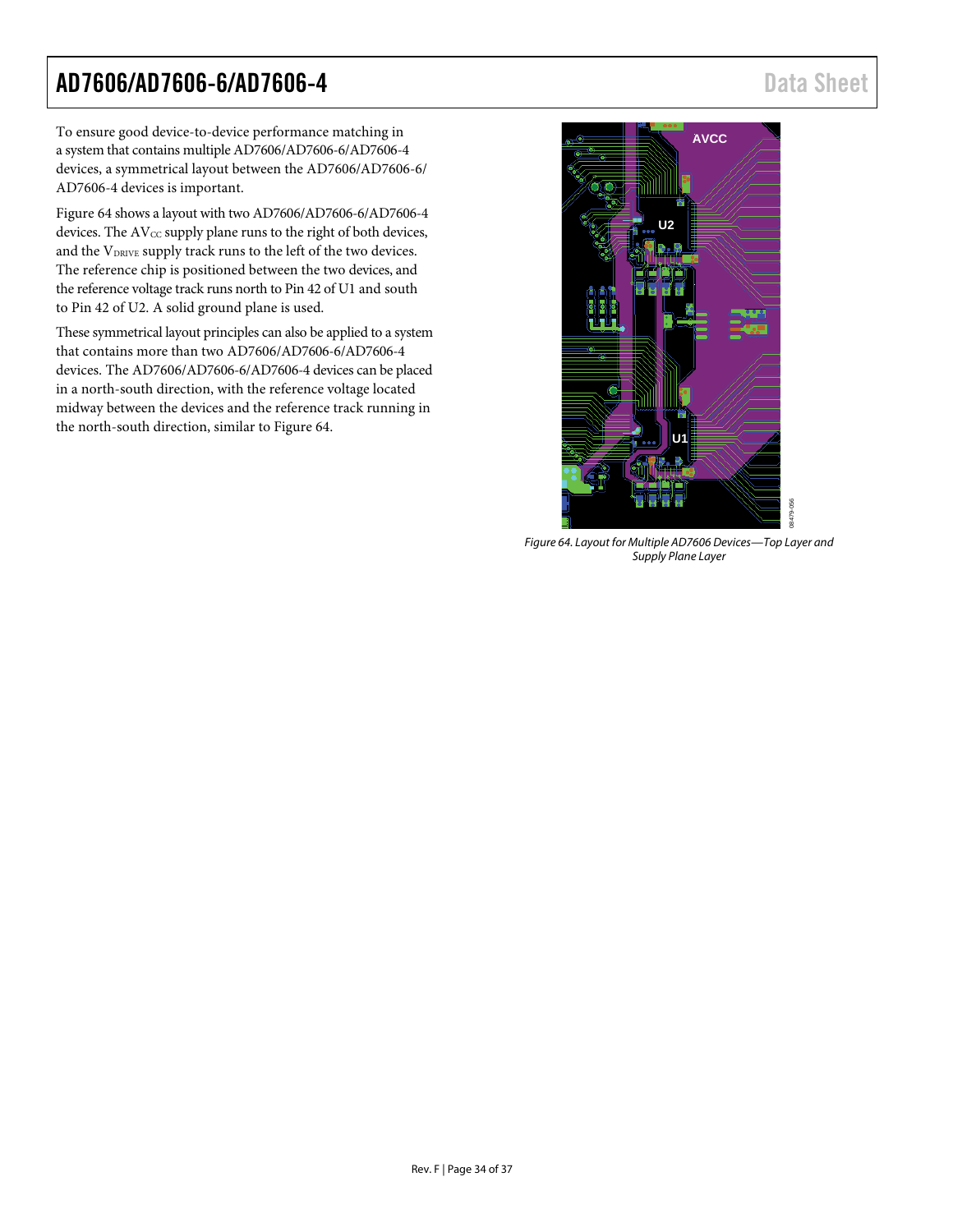To ensure good device-to-device performance matching in a system that contains multiple AD7606/AD7606-6/AD7606-4 devices, a symmetrical layout between the AD7606/AD7606-6/AD7606-4 devices is important.

Figure 64 shows a layout with two AD7606/AD7606-6/AD7606-4 devices. The $AV_{CC}$ supply plane runs to the right of both devices, and the $V_{DRIVE}$ supply track runs to the left of the two devices. The reference chip is positioned between the two devices, and the reference voltage track runs north to Pin 42 of U1 and south to Pin 42 of U2. A solid ground plane is used.

These symmetrical layout principles can also be applied to a system that contains more than two AD7606/AD7606-6/AD7606-4 devices. The AD7606/AD7606-6/AD7606-4 devices can be placed in a north-south direction, with the reference voltage located midway between the devices and the reference track running in the north-south direction, similar to Figure 64.

*Figure 64. Layout for Multiple AD7606 Devices—Top Layer and Supply Plane Layer*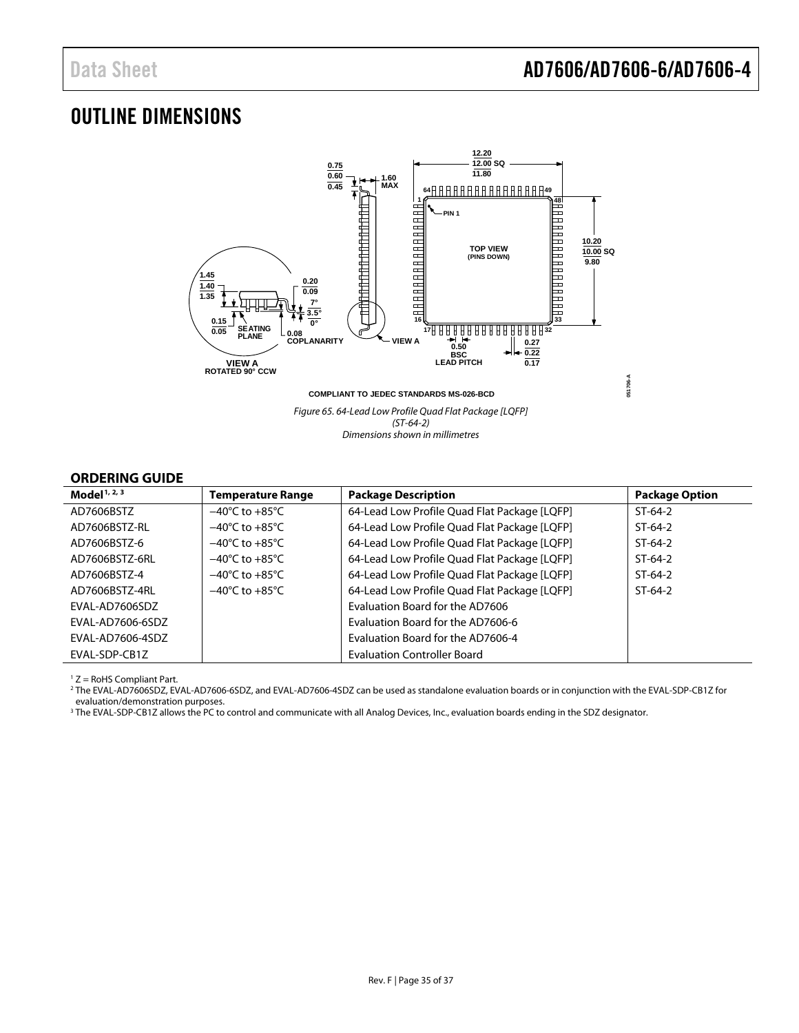# OUTLINE DIMENSIONS

COMPLIANT TO JEDEC STANDARDS MS-026-BCD

*Figure 65. 64-Lead Low Profile Quad Flat Package [LQFP] (ST-64-2) Dimensions shown in millimetres*

## ORDERING GUIDE

| Model[1, 2, 3] | Temperature Range | Package Description | Package Option |
|---|---|---|---|
| AD7606BSTZ | −40°C to +85°C | 64-Lead Low Profile Quad Flat Package [LQFP] | ST-64-2 |
| AD7606BSTZ-RL | −40°C to +85°C | 64-Lead Low Profile Quad Flat Package [LQFP] | ST-64-2 |
| AD7606BSTZ-6 | −40°C to +85°C | 64-Lead Low Profile Quad Flat Package [LQFP] | ST-64-2 |
| AD7606BSTZ-6RL | −40°C to +85°C | 64-Lead Low Profile Quad Flat Package [LQFP] | ST-64-2 |
| AD7606BSTZ-4 | −40°C to +85°C | 64-Lead Low Profile Quad Flat Package [LQFP] | ST-64-2 |
| AD7606BSTZ-4RL | −40°C to +85°C | 64-Lead Low Profile Quad Flat Package [LQFP] | ST-64-2 |
| EVAL-AD7606SDZ | | Evaluation Board for the AD7606 | |
| EVAL-AD7606-6SDZ | | Evaluation Board for the AD7606-6 | |
| EVAL-AD7606-4SDZ | | Evaluation Board for the AD7606-4 | |
| EVAL-SDP-CB1Z | | Evaluation Controller Board | |

[1] Z = RoHS Compliant Part.
[2] The EVAL-AD7606SDZ, EVAL-AD7606-6SDZ, and EVAL-AD7606-4SDZ can be used as standalone evaluation boards or in conjunction with the EVAL-SDP-CB1Z for evaluation/demonstration purposes.
[3] The EVAL-SDP-CB1Z allows the PC to control and communicate with all Analog Devices, Inc., evaluation boards ending in the SDZ designator.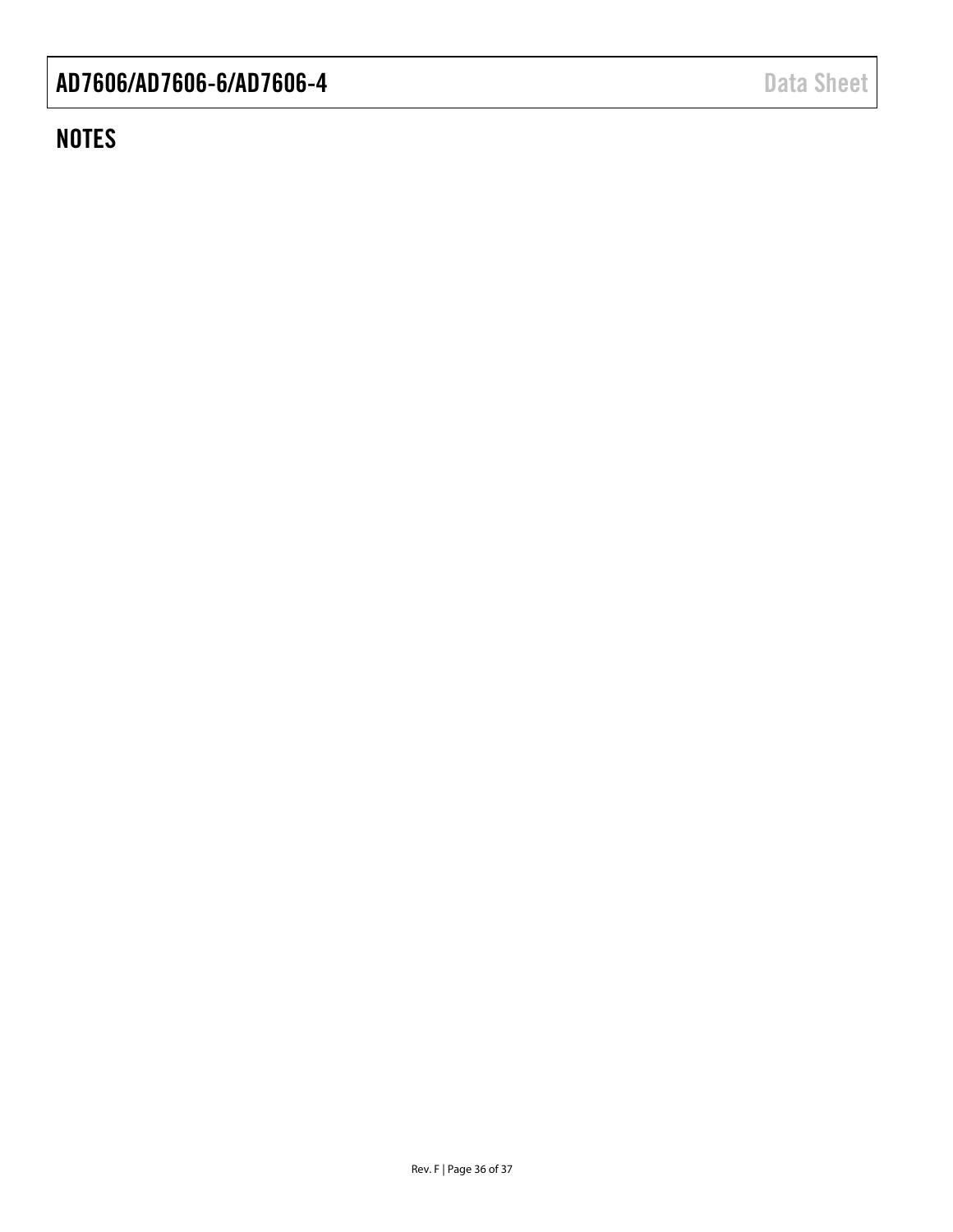## NOTES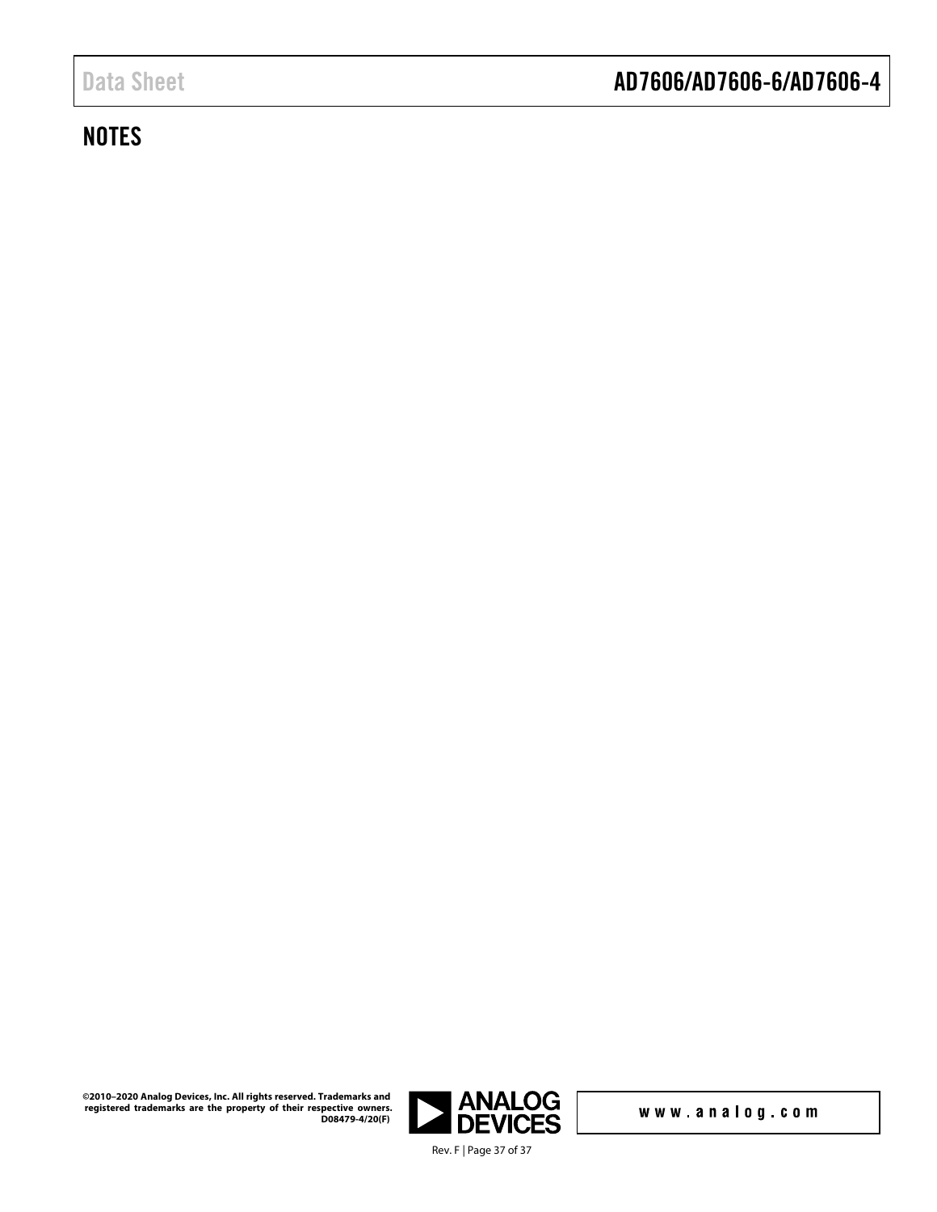## NOTES

©2010–2020 Analog Devices, Inc. All rights reserved. Trademarks and registered trademarks are the property of their respective owners. D08479-4/20(F)

www.analog.com